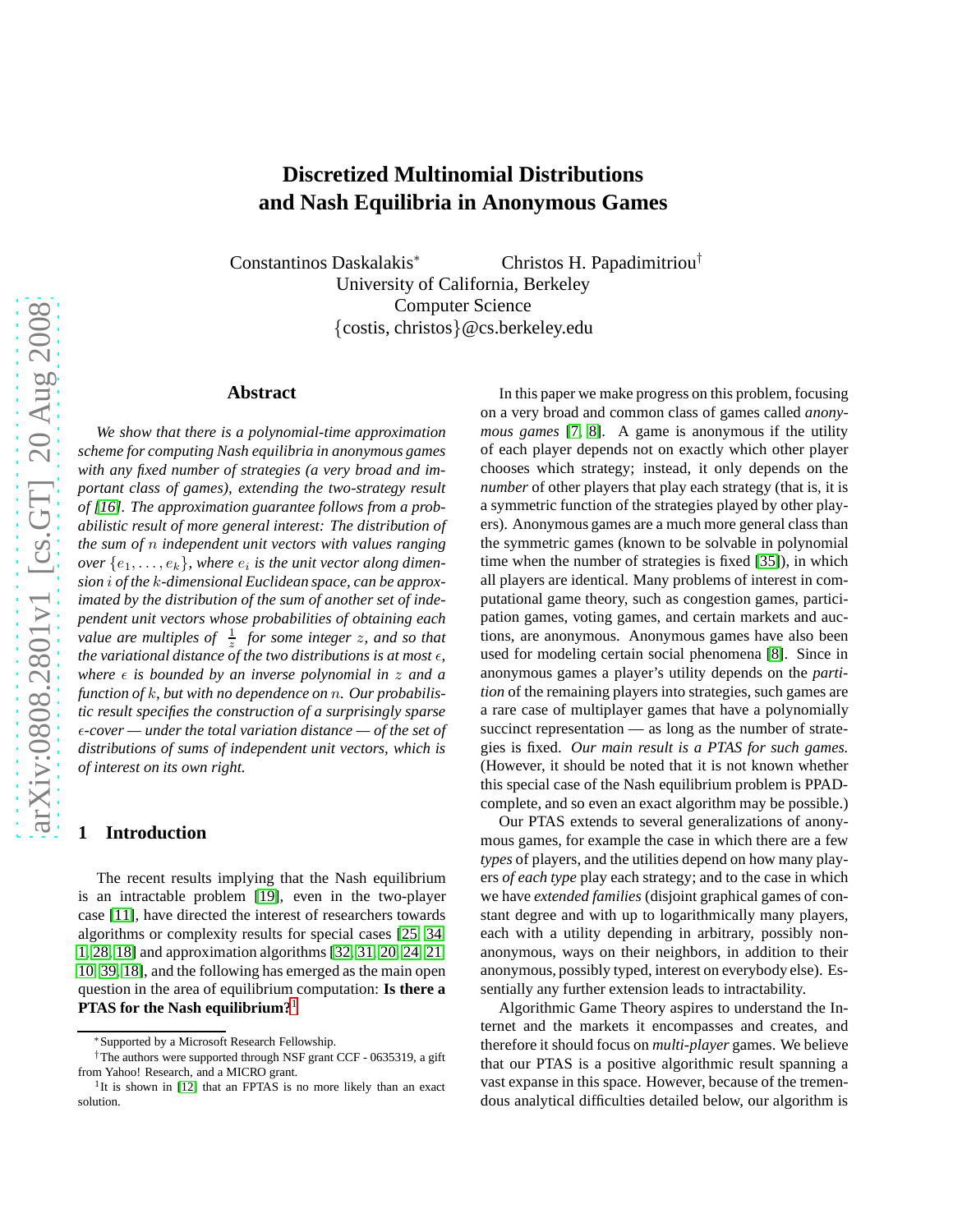# Discretized Multinomial Distributions and Nash Equilibria in Anonymous Games

Constantinos Daskalakis[*] Christos H. Papadimitriou[†]
University of California, Berkeley
Computer Science
{costis, christos}@cs.berkeley.edu

## Abstract

*We show that there is a polynomial-time approximation scheme for computing Nash equilibria in anonymous games with any fixed number of strategies (a very broad and important class of games), extending the two-strategy result of [16]. The approximation guarantee follows from a probabilistic result of more general interest: The distribution of the sum of $n$ independent unit vectors with values ranging over $\{e_1, \ldots, e_k\}$, where $e_i$ is the unit vector along dimension $i$ of the $k$-dimensional Euclidean space, can be approximated by the distribution of the sum of another set of independent unit vectors whose probabilities of obtaining each value are multiples of $\frac{1}{z}$ for some integer $z$, and so that the variational distance of the two distributions is at most $\epsilon$, where $\epsilon$ is bounded by an inverse polynomial in $z$ and a function of $k$, but with no dependence on $n$. Our probabilistic result specifies the construction of a surprisingly sparse $\epsilon$-cover — under the total variation distance — of the set of distributions of sums of independent unit vectors, which is of interest on its own right.*

## 1 Introduction

The recent results implying that the Nash equilibrium is an intractable problem [19], even in the two-player case [11], have directed the interest of researchers towards algorithms or complexity results for special cases [25, 34, 1, 28, 18] and approximation algorithms [32, 31, 20, 24, 21, 10, 39, 18], and the following has emerged as the main open question in the area of equilibrium computation: **Is there a PTAS for the Nash equilibrium?**[1]

In this paper we make progress on this problem, focusing on a very broad and common class of games called *anonymous games* [7, 8]. A game is anonymous if the utility of each player depends not on exactly which other player chooses which strategy; instead, it only depends on the *number* of other players that play each strategy (that is, it is a symmetric function of the strategies played by other players). Anonymous games are a much more general class than the symmetric games (known to be solvable in polynomial time when the number of strategies is fixed [35]), in which all players are identical. Many problems of interest in computational game theory, such as congestion games, participation games, voting games, and certain markets and auctions, are anonymous. Anonymous games have also been used for modeling certain social phenomena [8]. Since in anonymous games a player's utility depends on the *partition* of the remaining players into strategies, such games are a rare case of multiplayer games that have a polynomially succinct representation — as long as the number of strategies is fixed. *Our main result is a PTAS for such games.* (However, it should be noted that it is not known whether this special case of the Nash equilibrium problem is PPAD-complete, and so even an exact algorithm may be possible.)

Our PTAS extends to several generalizations of anonymous games, for example the case in which there are a few *types* of players, and the utilities depend on how many players *of each type* play each strategy; and to the case in which we have *extended families* (disjoint graphical games of constant degree and with up to logarithmically many players, each with a utility depending in arbitrary, possibly non-anonymous, ways on their neighbors, in addition to their anonymous, possibly typed, interest on everybody else). Essentially any further extension leads to intractability.

Algorithmic Game Theory aspires to understand the Internet and the markets it encompasses and creates, and therefore it should focus on *multi-player* games. We believe that our PTAS is a positive algorithmic result spanning a vast expanse in this space. However, because of the tremendous analytical difficulties detailed below, our algorithm is

---

[*] Supported by a Microsoft Research Fellowship.

[†] The authors were supported through NSF grant CCF - 0635319, a gift from Yahoo! Research, and a MICRO grant.

[1] It is shown in [12] that an FPTAS is no more likely than an exact solution.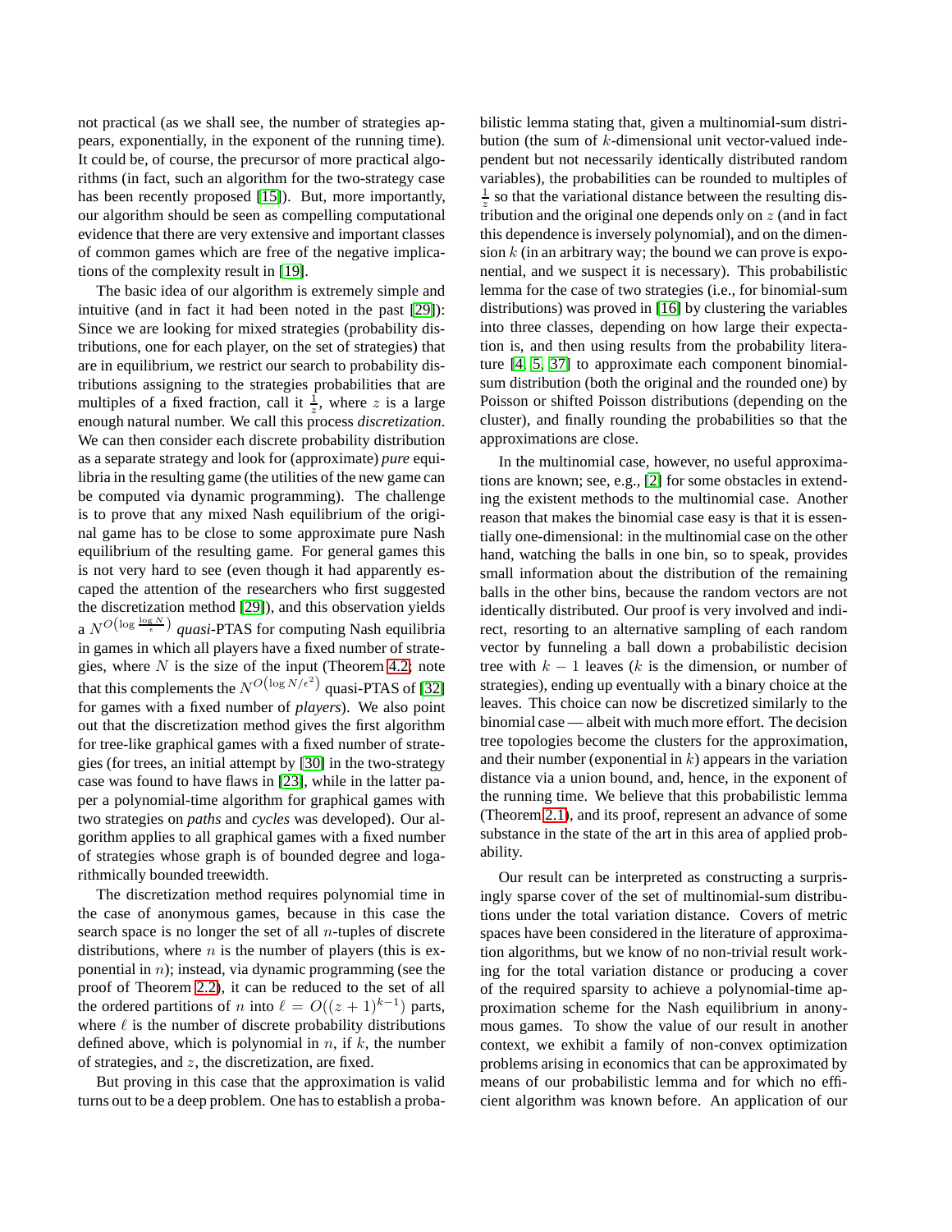not practical (as we shall see, the number of strategies appears, exponentially, in the exponent of the running time). It could be, of course, the precursor of more practical algorithms (in fact, such an algorithm for the two-strategy case has been recently proposed [15]). But, more importantly, our algorithm should be seen as compelling computational evidence that there are very extensive and important classes of common games which are free of the negative implications of the complexity result in [19].

The basic idea of our algorithm is extremely simple and intuitive (and in fact it had been noted in the past [29]): Since we are looking for mixed strategies (probability distributions, one for each player, on the set of strategies) that are in equilibrium, we restrict our search to probability distributions assigning to the strategies probabilities that are multiples of a fixed fraction, call it $\frac{1}{z}$, where $z$ is a large enough natural number. We call this process *discretization*. We can then consider each discrete probability distribution as a separate strategy and look for (approximate) *pure* equilibria in the resulting game (the utilities of the new game can be computed via dynamic programming). The challenge is to prove that any mixed Nash equilibrium of the original game has to be close to some approximate pure Nash equilibrium of the resulting game. For general games this is not very hard to see (even though it had apparently escaped the attention of the researchers who first suggested the discretization method [29]), and this observation yields a $N^{O\left(\log \frac{\log N}{\epsilon}\right)}$ *quasi*-PTAS for computing Nash equilibria in games in which all players have a fixed number of strategies, where $N$ is the size of the input (Theorem 4.2; note that this complements the $N^{O\left(\log N/\epsilon^2\right)}$ quasi-PTAS of [32] for games with a fixed number of *players*). We also point out that the discretization method gives the first algorithm for tree-like graphical games with a fixed number of strategies (for trees, an initial attempt by [30] in the two-strategy case was found to have flaws in [23], while in the latter paper a polynomial-time algorithm for graphical games with two strategies on *paths* and *cycles* was developed). Our algorithm applies to all graphical games with a fixed number of strategies whose graph is of bounded degree and logarithmically bounded treewidth.

The discretization method requires polynomial time in the case of anonymous games, because in this case the search space is no longer the set of all $n$-tuples of discrete distributions, where $n$ is the number of players (this is exponential in $n$); instead, via dynamic programming (see the proof of Theorem 2.2), it can be reduced to the set of all the ordered partitions of $n$ into $\ell = O((z+1)^{k-1})$ parts, where $\ell$ is the number of discrete probability distributions defined above, which is polynomial in $n$, if $k$, the number of strategies, and $z$, the discretization, are fixed.

But proving in this case that the approximation is valid turns out to be a deep problem. One has to establish a probabilistic lemma stating that, given a multinomial-sum distribution (the sum of $k$-dimensional unit vector-valued independent but not necessarily identically distributed random variables), the probabilities can be rounded to multiples of $\frac{1}{z}$ so that the variational distance between the resulting distribution and the original one depends only on $z$ (and in fact this dependence is inversely polynomial), and on the dimension $k$ (in an arbitrary way; the bound we can prove is exponential, and we suspect it is necessary). This probabilistic lemma for the case of two strategies (i.e., for binomial-sum distributions) was proved in [16] by clustering the variables into three classes, depending on how large their expectation is, and then using results from the probability literature [4, 5, 37] to approximate each component binomial-sum distribution (both the original and the rounded one) by Poisson or shifted Poisson distributions (depending on the cluster), and finally rounding the probabilities so that the approximations are close.

In the multinomial case, however, no useful approximations are known; see, e.g., [2] for some obstacles in extending the existent methods to the multinomial case. Another reason that makes the binomial case easy is that it is essentially one-dimensional: in the multinomial case on the other hand, watching the balls in one bin, so to speak, provides small information about the distribution of the remaining balls in the other bins, because the random vectors are not identically distributed. Our proof is very involved and indirect, resorting to an alternative sampling of each random vector by funneling a ball down a probabilistic decision tree with $k-1$ leaves ($k$ is the dimension, or number of strategies), ending up eventually with a binary choice at the leaves. This choice can now be discretized similarly to the binomial case — albeit with much more effort. The decision tree topologies become the clusters for the approximation, and their number (exponential in $k$) appears in the variation distance via a union bound, and, hence, in the exponent of the running time. We believe that this probabilistic lemma (Theorem 2.1), and its proof, represent an advance of some substance in the state of the art in this area of applied probability.

Our result can be interpreted as constructing a surprisingly sparse cover of the set of multinomial-sum distributions under the total variation distance. Covers of metric spaces have been considered in the literature of approximation algorithms, but we know of no non-trivial result working for the total variation distance or producing a cover of the required sparsity to achieve a polynomial-time approximation scheme for the Nash equilibrium in anonymous games. To show the value of our result in another context, we exhibit a family of non-convex optimization problems arising in economics that can be approximated by means of our probabilistic lemma and for which no efficient algorithm was known before. An application of our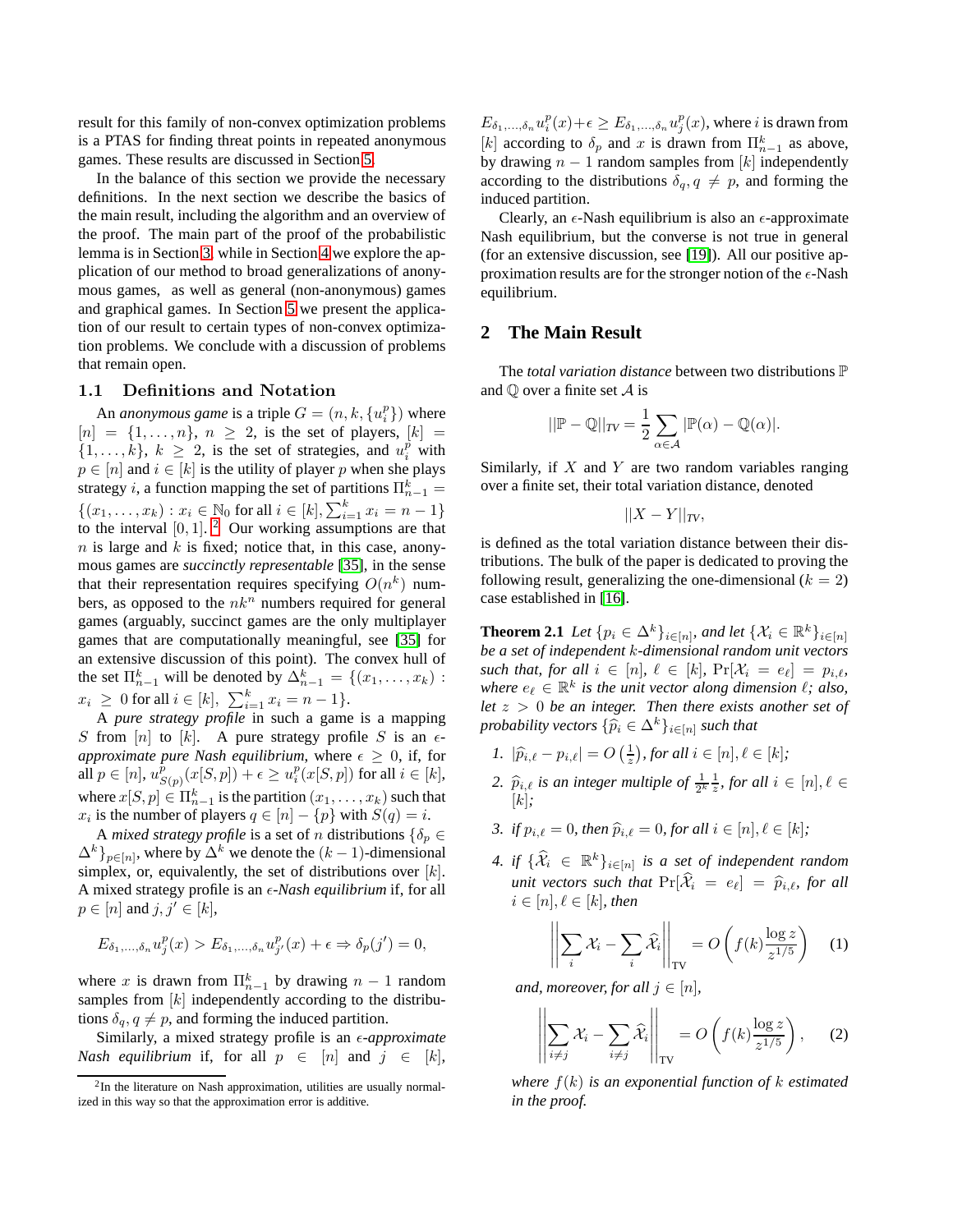result for this family of non-convex optimization problems is a PTAS for finding threat points in repeated anonymous games. These results are discussed in Section 5.

In the balance of this section we provide the necessary definitions. In the next section we describe the basics of the main result, including the algorithm and an overview of the proof. The main part of the proof of the probabilistic lemma is in Section 3, while in Section 4 we explore the application of our method to broad generalizations of anonymous games, as well as general (non-anonymous) games and graphical games. In Section 5 we present the application of our result to certain types of non-convex optimization problems. We conclude with a discussion of problems that remain open.

### 1.1 Definitions and Notation

An *anonymous game* is a triple $G = (n, k, \{u_i^p\})$ where $[n] = \{1, \ldots, n\}$, $n \geq 2$, is the set of players, $[k] = \{1, \ldots, k\}$, $k \geq 2$, is the set of strategies, and $u_i^p$ with $p \in [n]$ and $i \in [k]$ is the utility of player $p$ when she plays strategy $i$, a function mapping the set of partitions $\Pi_{n-1}^k = \{(x_1, \ldots, x_k) : x_i \in \mathbb{N}_0 \text{ for all } i \in [k], \sum_{i=1}^k x_i = n-1\}$ to the interval $[0, 1]$. [2] Our working assumptions are that $n$ is large and $k$ is fixed; notice that, in this case, anonymous games are *succinctly representable* [35], in the sense that their representation requires specifying $O(n^k)$ numbers, as opposed to the $nk^n$ numbers required for general games (arguably, succinct games are the only multiplayer games that are computationally meaningful, see [35] for an extensive discussion of this point). The convex hull of the set $\Pi_{n-1}^k$ will be denoted by $\Delta_{n-1}^k = \{(x_1, \ldots, x_k) : x_i \geq 0 \text{ for all } i \in [k], \sum_{i=1}^k x_i = n-1\}$.

A *pure strategy profile* in such a game is a mapping $S$ from $[n]$ to $[k]$. A pure strategy profile $S$ is an $\epsilon$-*approximate pure Nash equilibrium*, where $\epsilon \geq 0$, if, for all $p \in [n]$, $u_{S(p)}^p(x[S,p]) + \epsilon \geq u_i^p(x[S,p])$ for all $i \in [k]$, where $x[S,p] \in \Pi_{n-1}^k$ is the partition $(x_1, \ldots, x_k)$ such that $x_i$ is the number of players $q \in [n] - \{p\}$ with $S(q) = i$.

A *mixed strategy profile* is a set of $n$ distributions $\{\delta_p \in \Delta^k\}_{p \in [n]}$, where by $\Delta^k$ we denote the $(k-1)$-dimensional simplex, or, equivalently, the set of distributions over $[k]$. A mixed strategy profile is an $\epsilon$-*Nash equilibrium* if, for all $p \in [n]$ and $j, j' \in [k]$,

$$E_{\delta_1, \ldots, \delta_n} u_j^p(x) > E_{\delta_1, \ldots, \delta_n} u_{j'}^p(x) + \epsilon \Rightarrow \delta_p(j') = 0,$$

where $x$ is drawn from $\Pi_{n-1}^k$ by drawing $n-1$ random samples from $[k]$ independently according to the distributions $\delta_q, q \neq p$, and forming the induced partition.

Similarly, a mixed strategy profile is an $\epsilon$-*approximate Nash equilibrium* if, for all $p \in [n]$ and $j \in [k]$, $E_{\delta_1, \ldots, \delta_n} u_i^p(x) + \epsilon \geq E_{\delta_1, \ldots, \delta_n} u_j^p(x)$, where $i$ is drawn from $[k]$ according to $\delta_p$ and $x$ is drawn from $\Pi_{n-1}^k$ as above, by drawing $n-1$ random samples from $[k]$ independently according to the distributions $\delta_q, q \neq p$, and forming the induced partition.

Clearly, an $\epsilon$-Nash equilibrium is also an $\epsilon$-approximate Nash equilibrium, but the converse is not true in general (for an extensive discussion, see [19]). All our positive approximation results are for the stronger notion of the $\epsilon$-Nash equilibrium.

[2] In the literature on Nash approximation, utilities are usually normalized in this way so that the approximation error is additive.

## 2 The Main Result

The *total variation distance* between two distributions $\mathbb{P}$ and $\mathbb{Q}$ over a finite set $\mathcal{A}$ is

$$||\mathbb{P} - \mathbb{Q}||_{TV} = \frac{1}{2} \sum_{\alpha \in \mathcal{A}} |\mathbb{P}(\alpha) - \mathbb{Q}(\alpha)|.$$

Similarly, if $X$ and $Y$ are two random variables ranging over a finite set, their total variation distance, denoted

$$||X - Y||_{TV},$$

is defined as the total variation distance between their distributions. The bulk of the paper is dedicated to proving the following result, generalizing the one-dimensional ($k = 2$) case established in [16].

**Theorem 2.1** *Let $\{p_i \in \Delta^k\}_{i \in [n]}$, and let $\{\mathcal{X}_i \in \mathbb{R}^k\}_{i \in [n]}$ be a set of independent $k$-dimensional random unit vectors such that, for all $i \in [n]$, $\ell \in [k]$, $\Pr[\mathcal{X}_i = e_\ell] = p_{i,\ell}$, where $e_\ell \in \mathbb{R}^k$ is the unit vector along dimension $\ell$; also, let $z > 0$ be an integer. Then there exists another set of probability vectors $\{\widehat{p}_i \in \Delta^k\}_{i \in [n]}$ such that*

1. *$|\widehat{p}_{i,\ell} - p_{i,\ell}| = O\left(\frac{1}{z}\right)$, for all $i \in [n], \ell \in [k]$;*
2. *$\widehat{p}_{i,\ell}$ is an integer multiple of $\frac{1}{2^k}\frac{1}{z}$, for all $i \in [n], \ell \in [k]$;*
3. *if $p_{i,\ell} = 0$, then $\widehat{p}_{i,\ell} = 0$, for all $i \in [n], \ell \in [k]$;*
4. *if $\{\widehat{\mathcal{X}}_i \in \mathbb{R}^k\}_{i \in [n]}$ is a set of independent random unit vectors such that $\Pr[\widehat{\mathcal{X}}_i = e_\ell] = \widehat{p}_{i,\ell}$, for all $i \in [n], \ell \in [k]$, then*

$$\left|\left| \sum_i \mathcal{X}_i - \sum_i \widehat{\mathcal{X}}_i \right|\right|_{\text{TV}} = O\left( f(k) \frac{\log z}{z^{1/5}} \right) \quad (1)$$

*and, moreover, for all $j \in [n]$,*

$$\left|\left| \sum_{i \neq j} \mathcal{X}_i - \sum_{i \neq j} \widehat{\mathcal{X}}_i \right|\right|_{\text{TV}} = O\left( f(k) \frac{\log z}{z^{1/5}} \right), \quad (2)$$

*where $f(k)$ is an exponential function of $k$ estimated in the proof.*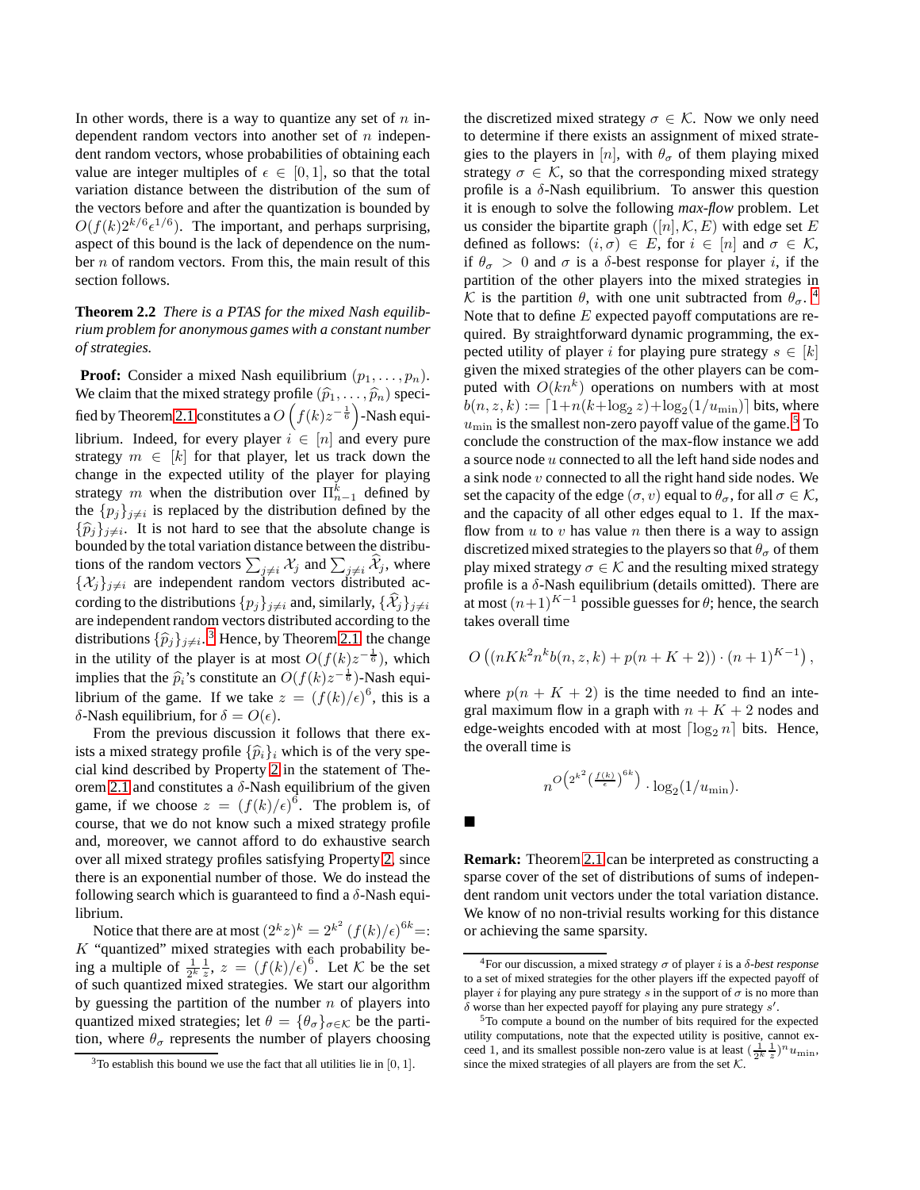In other words, there is a way to quantize any set of $n$ independent random vectors into another set of $n$ independent random vectors, whose probabilities of obtaining each value are integer multiples of $\epsilon \in [0,1]$, so that the total variation distance between the distribution of the sum of the vectors before and after the quantization is bounded by $O(f(k)2^{k/6}\epsilon^{1/6})$. The important, and perhaps surprising, aspect of this bound is the lack of dependence on the number $n$ of random vectors. From this, the main result of this section follows.

**Theorem 2.2** *There is a PTAS for the mixed Nash equilibrium problem for anonymous games with a constant number of strategies.*

**Proof:** Consider a mixed Nash equilibrium $(p_1, \ldots, p_n)$. We claim that the mixed strategy profile $(\widehat{p}_1, \ldots, \widehat{p}_n)$ specified by Theorem 2.1 constitutes a $O\left(f(k)z^{-\frac{1}{6}}\right)$-Nash equilibrium. Indeed, for every player $i \in [n]$ and every pure strategy $m \in [k]$ for that player, let us track down the change in the expected utility of the player for playing strategy $m$ when the distribution over $\Pi_{n-1}^k$ defined by the $\{p_j\}_{j \neq i}$ is replaced by the distribution defined by the $\{\widehat{p}_j\}_{j \neq i}$. It is not hard to see that the absolute change is bounded by the total variation distance between the distributions of the random vectors $\sum_{j \neq i} \mathcal{X}_j$ and $\sum_{j \neq i} \widehat{\mathcal{X}}_j$, where $\{\mathcal{X}_j\}_{j \neq i}$ are independent random vectors distributed according to the distributions $\{p_j\}_{j \neq i}$ and, similarly, $\{\widehat{\mathcal{X}}_j\}_{j \neq i}$ are independent random vectors distributed according to the distributions $\{\widehat{p}_j\}_{j \neq i}$.[3] Hence, by Theorem 2.1 the change in the utility of the player is at most $O(f(k)z^{-\frac{1}{6}})$, which implies that the $\widehat{p}_i$'s constitute an $O(f(k)z^{-\frac{1}{6}})$-Nash equilibrium of the game. If we take $z = (f(k)/\epsilon)^6$, this is a $\delta$-Nash equilibrium, for $\delta = O(\epsilon)$.

From the previous discussion it follows that there exists a mixed strategy profile $\{\widehat{p}_i\}_i$ which is of the very special kind described by Property 2 in the statement of Theorem 2.1 and constitutes a $\delta$-Nash equilibrium of the given game, if we choose $z = (f(k)/\epsilon)^6$. The problem is, of course, that we do not know such a mixed strategy profile and, moreover, we cannot afford to do exhaustive search over all mixed strategy profiles satisfying Property 2, since there is an exponential number of those. We do instead the following search which is guaranteed to find a $\delta$-Nash equilibrium.

Notice that there are at most $(2^k z)^k = 2^{k^2}\left(f(k)/\epsilon\right)^{6k} =: K$ "quantized" mixed strategies with each probability being a multiple of $\frac{1}{2^k}\frac{1}{z}$, $z = (f(k)/\epsilon)^6$. Let $\mathcal{K}$ be the set of such quantized mixed strategies. We start our algorithm by guessing the partition of the number $n$ of players into quantized mixed strategies; let $\theta = \{\theta_\sigma\}_{\sigma \in \mathcal{K}}$ be the partition, where $\theta_\sigma$ represents the number of players choosing the discretized mixed strategy $\sigma \in \mathcal{K}$. Now we only need to determine if there exists an assignment of mixed strategies to the players in $[n]$, with $\theta_\sigma$ of them playing mixed strategy $\sigma \in \mathcal{K}$, so that the corresponding mixed strategy profile is a $\delta$-Nash equilibrium. To answer this question it is enough to solve the following *max-flow* problem. Let us consider the bipartite graph $([n], \mathcal{K}, E)$ with edge set $E$ defined as follows: $(i, \sigma) \in E$, for $i \in [n]$ and $\sigma \in \mathcal{K}$, if $\theta_\sigma > 0$ and $\sigma$ is a $\delta$-best response for player $i$, if the partition of the other players into the mixed strategies in $\mathcal{K}$ is the partition $\theta$, with one unit subtracted from $\theta_\sigma$.[4] Note that to define $E$ expected payoff computations are required. By straightforward dynamic programming, the expected utility of player $i$ for playing pure strategy $s \in [k]$ given the mixed strategies of the other players can be computed with $O(kn^k)$ operations on numbers with at most $b(n, z, k) := \lceil 1 + n(k + \log_2 z) + \log_2(1/u_{\min}) \rceil$ bits, where $u_{\min}$ is the smallest non-zero payoff value of the game.[5] To conclude the construction of the max-flow instance we add a source node $u$ connected to all the left hand side nodes and a sink node $v$ connected to all the right hand side nodes. We set the capacity of the edge $(\sigma, v)$ equal to $\theta_\sigma$, for all $\sigma \in \mathcal{K}$, and the capacity of all other edges equal to 1. If the max-flow from $u$ to $v$ has value $n$ then there is a way to assign discretized mixed strategies to the players so that $\theta_\sigma$ of them play mixed strategy $\sigma \in \mathcal{K}$ and the resulting mixed strategy profile is a $\delta$-Nash equilibrium (details omitted). There are at most $(n+1)^{K-1}$ possible guesses for $\theta$; hence, the search takes overall time

$$O\left((nKk^2n^k b(n, z, k) + p(n + K + 2)) \cdot (n+1)^{K-1}\right),$$

where $p(n + K + 2)$ is the time needed to find an integral maximum flow in a graph with $n + K + 2$ nodes and edge-weights encoded with at most $\lceil \log_2 n \rceil$ bits. Hence, the overall time is

$$n^{O\left(2^{k^2}\left(\frac{f(k)}{\epsilon}\right)^{6k}\right)} \cdot \log_2(1/u_{\min}).$$

∎

**Remark:** Theorem 2.1 can be interpreted as constructing a sparse cover of the set of distributions of sums of independent random unit vectors under the total variation distance. We know of no non-trivial results working for this distance or achieving the same sparsity.

---

[3] To establish this bound we use the fact that all utilities lie in $[0, 1]$.

[4] For our discussion, a mixed strategy $\sigma$ of player $i$ is a *$\delta$-best response* to a set of mixed strategies for the other players iff the expected payoff of player $i$ for playing any pure strategy $s$ in the support of $\sigma$ is no more than $\delta$ worse than her expected payoff for playing any pure strategy $s'$.

[5] To compute a bound on the number of bits required for the expected utility computations, note that the expected utility is positive, cannot exceed 1, and its smallest possible non-zero value is at least $(\frac{1}{2^k}\frac{1}{z})^n u_{\min}$, since the mixed strategies of all players are from the set $\mathcal{K}$.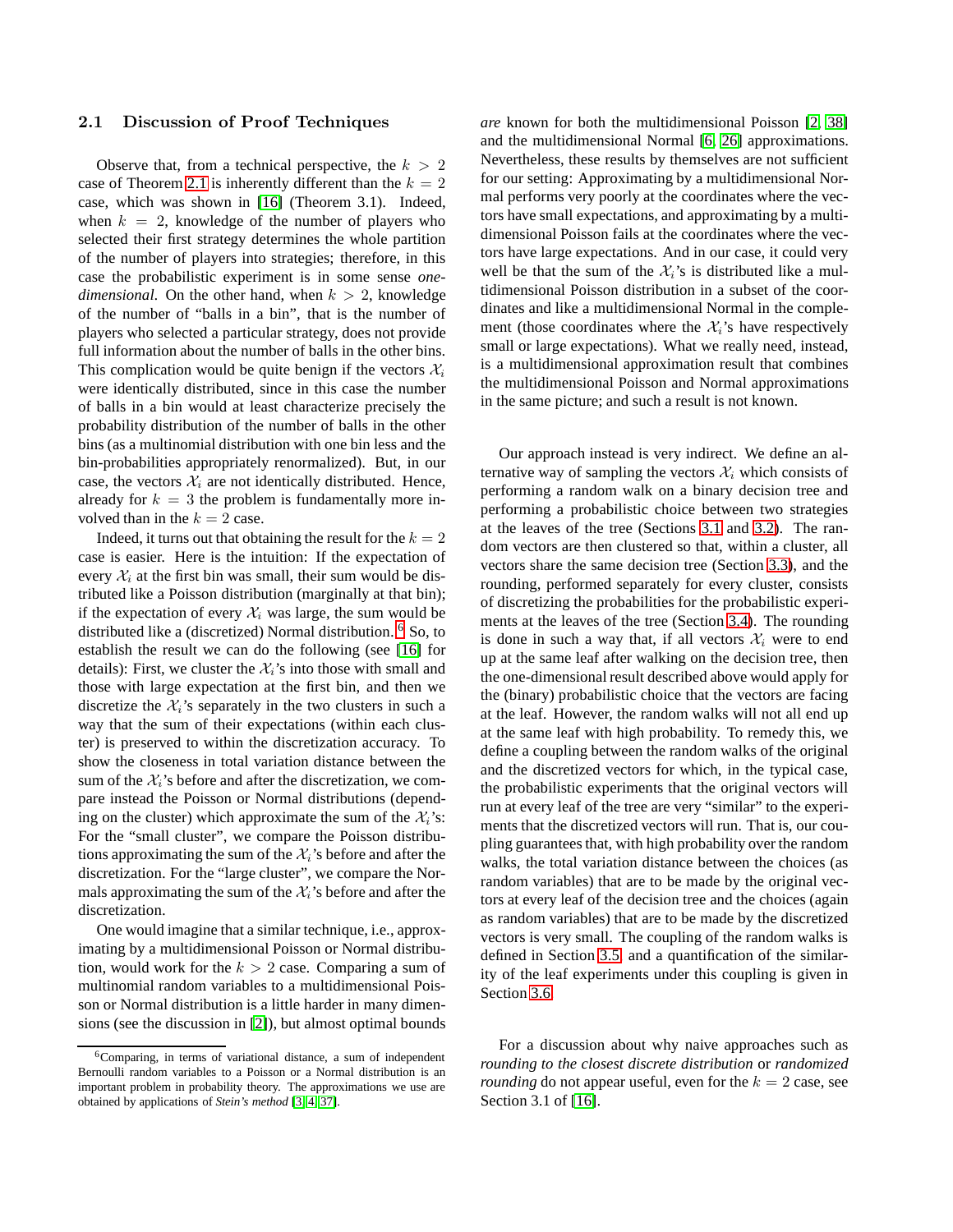### 2.1 Discussion of Proof Techniques

Observe that, from a technical perspective, the $k > 2$ case of Theorem 2.1 is inherently different than the $k = 2$ case, which was shown in [16] (Theorem 3.1). Indeed, when $k = 2$, knowledge of the number of players who selected their first strategy determines the whole partition of the number of players into strategies; therefore, in this case the probabilistic experiment is in some sense *one-dimensional*. On the other hand, when $k > 2$, knowledge of the number of "balls in a bin", that is the number of players who selected a particular strategy, does not provide full information about the number of balls in the other bins. This complication would be quite benign if the vectors $\mathcal{X}_i$ were identically distributed, since in this case the number of balls in a bin would at least characterize precisely the probability distribution of the number of balls in the other bins (as a multinomial distribution with one bin less and the bin-probabilities appropriately renormalized). But, in our case, the vectors $\mathcal{X}_i$ are not identically distributed. Hence, already for $k = 3$ the problem is fundamentally more involved than in the $k = 2$ case.

Indeed, it turns out that obtaining the result for the $k = 2$ case is easier. Here is the intuition: If the expectation of every $\mathcal{X}_i$ at the first bin was small, their sum would be distributed like a Poisson distribution (marginally at that bin); if the expectation of every $\mathcal{X}_i$ was large, the sum would be distributed like a (discretized) Normal distribution.[6] So, to establish the result we can do the following (see [16] for details): First, we cluster the $\mathcal{X}_i$'s into those with small and those with large expectation at the first bin, and then we discretize the $\mathcal{X}_i$'s separately in the two clusters in such a way that the sum of their expectations (within each cluster) is preserved to within the discretization accuracy. To show the closeness in total variation distance between the sum of the $\mathcal{X}_i$'s before and after the discretization, we compare instead the Poisson or Normal distributions (depending on the cluster) which approximate the sum of the $\mathcal{X}_i$'s: For the "small cluster", we compare the Poisson distributions approximating the sum of the $\mathcal{X}_i$'s before and after the discretization. For the "large cluster", we compare the Normals approximating the sum of the $\mathcal{X}_i$'s before and after the discretization.

One would imagine that a similar technique, i.e., approximating by a multidimensional Poisson or Normal distribution, would work for the $k > 2$ case. Comparing a sum of multinomial random variables to a multidimensional Poisson or Normal distribution is a little harder in many dimensions (see the discussion in [2]), but almost optimal bounds *are* known for both the multidimensional Poisson [2, 38] and the multidimensional Normal [6, 26] approximations. Nevertheless, these results by themselves are not sufficient for our setting: Approximating by a multidimensional Normal performs very poorly at the coordinates where the vectors have small expectations, and approximating by a multidimensional Poisson fails at the coordinates where the vectors have large expectations. And in our case, it could very well be that the sum of the $\mathcal{X}_i$'s is distributed like a multidimensional Poisson distribution in a subset of the coordinates and like a multidimensional Normal in the complement (those coordinates where the $\mathcal{X}_i$'s have respectively small or large expectations). What we really need, instead, is a multidimensional approximation result that combines the multidimensional Poisson and Normal approximations in the same picture; and such a result is not known.

Our approach instead is very indirect. We define an alternative way of sampling the vectors $\mathcal{X}_i$ which consists of performing a random walk on a binary decision tree and performing a probabilistic choice between two strategies at the leaves of the tree (Sections 3.1 and 3.2). The random vectors are then clustered so that, within a cluster, all vectors share the same decision tree (Section 3.3), and the rounding, performed separately for every cluster, consists of discretizing the probabilities for the probabilistic experiments at the leaves of the tree (Section 3.4). The rounding is done in such a way that, if all vectors $\mathcal{X}_i$ were to end up at the same leaf after walking on the decision tree, then the one-dimensional result described above would apply for the (binary) probabilistic choice that the vectors are facing at the leaf. However, the random walks will not all end up at the same leaf with high probability. To remedy this, we define a coupling between the random walks of the original and the discretized vectors for which, in the typical case, the probabilistic experiments that the original vectors will run at every leaf of the tree are very "similar" to the experiments that the discretized vectors will run. That is, our coupling guarantees that, with high probability over the random walks, the total variation distance between the choices (as random variables) that are to be made by the original vectors at every leaf of the decision tree and the choices (again as random variables) that are to be made by the discretized vectors is very small. The coupling of the random walks is defined in Section 3.5, and a quantification of the similarity of the leaf experiments under this coupling is given in Section 3.6.

For a discussion about why naive approaches such as *rounding to the closest discrete distribution* or *randomized rounding* do not appear useful, even for the $k = 2$ case, see Section 3.1 of [16].

[6] Comparing, in terms of variational distance, a sum of independent Bernoulli random variables to a Poisson or a Normal distribution is an important problem in probability theory. The approximations we use are obtained by applications of *Stein's method* [3, 4, 37].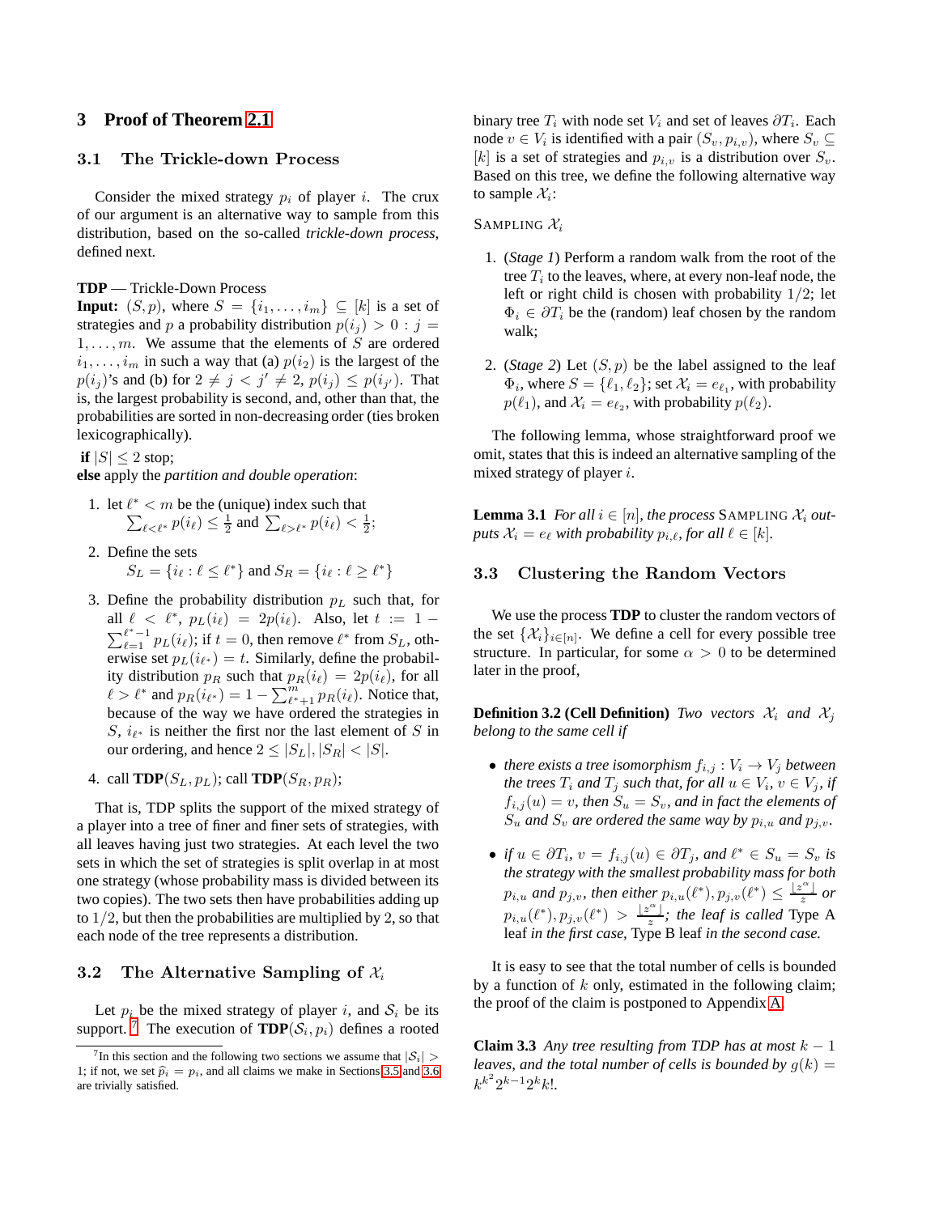## 3 Proof of Theorem 2.1

### 3.1 The Trickle-down Process

Consider the mixed strategy $p_i$ of player $i$. The crux of our argument is an alternative way to sample from this distribution, based on the so-called *trickle-down process*, defined next.

**TDP** — Trickle-Down Process
**Input:** $(S, p)$, where $S = \{i_1, \ldots, i_m\} \subseteq [k]$ is a set of strategies and $p$ a probability distribution $p(i_j) > 0 : j = 1, \ldots, m$. We assume that the elements of $S$ are ordered $i_1, \ldots, i_m$ in such a way that (a) $p(i_2)$ is the largest of the $p(i_j)$'s and (b) for $2 \neq j < j' \neq 2$, $p(i_j) \leq p(i_{j'})$. That is, the largest probability is second, and, other than that, the probabilities are sorted in non-decreasing order (ties broken lexicographically).

**if** $|S| \leq 2$ stop;
**else** apply the *partition and double operation*:

1. let $\ell^* < m$ be the (unique) index such that $\sum_{\ell<\ell^*} p(i_\ell) \leq \frac{1}{2}$ and $\sum_{\ell>\ell^*} p(i_\ell) < \frac{1}{2}$;
2. Define the sets $S_L = \{i_\ell : \ell \leq \ell^*\}$ and $S_R = \{i_\ell : \ell \geq \ell^*\}$
3. Define the probability distribution $p_L$ such that, for all $\ell < \ell^*$, $p_L(i_\ell) = 2p(i_\ell)$. Also, let $t := 1 - \sum_{\ell=1}^{\ell^*-1} p_L(i_\ell)$; if $t = 0$, then remove $\ell^*$ from $S_L$, otherwise set $p_L(i_{\ell^*}) = t$. Similarly, define the probability distribution $p_R$ such that $p_R(i_\ell) = 2p(i_\ell)$, for all $\ell > \ell^*$ and $p_R(i_{\ell^*}) = 1 - \sum_{\ell^*+1}^{m} p_R(i_\ell)$. Notice that, because of the way we have ordered the strategies in $S$, $i_{\ell^*}$ is neither the first nor the last element of $S$ in our ordering, and hence $2 \leq |S_L|, |S_R| < |S|$.
4. call **TDP**$(S_L, p_L)$; call **TDP**$(S_R, p_R)$;

That is, TDP splits the support of the mixed strategy of a player into a tree of finer and finer sets of strategies, with all leaves having just two strategies. At each level the two sets in which the set of strategies is split overlap in at most one strategy (whose probability mass is divided between its two copies). The two sets then have probabilities adding up to $1/2$, but then the probabilities are multiplied by 2, so that each node of the tree represents a distribution.

### 3.2 The Alternative Sampling of $\mathcal{X}_i$

Let $p_i$ be the mixed strategy of player $i$, and $\mathcal{S}_i$ be its support.[7] The execution of **TDP**$(\mathcal{S}_i, p_i)$ defines a rooted binary tree $T_i$ with node set $V_i$ and set of leaves $\partial T_i$. Each node $v \in V_i$ is identified with a pair $(S_v, p_{i,v})$, where $S_v \subseteq [k]$ is a set of strategies and $p_{i,v}$ is a distribution over $S_v$. Based on this tree, we define the following alternative way to sample $\mathcal{X}_i$:

SAMPLING $\mathcal{X}_i$

1. (*Stage 1*) Perform a random walk from the root of the tree $T_i$ to the leaves, where, at every non-leaf node, the left or right child is chosen with probability $1/2$; let $\Phi_i \in \partial T_i$ be the (random) leaf chosen by the random walk;
2. (*Stage 2*) Let $(S, p)$ be the label assigned to the leaf $\Phi_i$, where $S = \{\ell_1, \ell_2\}$; set $\mathcal{X}_i = e_{\ell_1}$, with probability $p(\ell_1)$, and $\mathcal{X}_i = e_{\ell_2}$, with probability $p(\ell_2)$.

The following lemma, whose straightforward proof we omit, states that this is indeed an alternative sampling of the mixed strategy of player $i$.

**Lemma 3.1** *For all $i \in [n]$, the process* SAMPLING $\mathcal{X}_i$ *outputs $\mathcal{X}_i = e_\ell$ with probability $p_{i,\ell}$, for all $\ell \in [k]$.*

### 3.3 Clustering the Random Vectors

We use the process **TDP** to cluster the random vectors of the set $\{\mathcal{X}_i\}_{i\in[n]}$. We define a cell for every possible tree structure. In particular, for some $\alpha > 0$ to be determined later in the proof,

**Definition 3.2 (Cell Definition)** *Two vectors $\mathcal{X}_i$ and $\mathcal{X}_j$ belong to the same cell if*

- *there exists a tree isomorphism $f_{i,j} : V_i \to V_j$ between the trees $T_i$ and $T_j$ such that, for all $u \in V_i$, $v \in V_j$, if $f_{i,j}(u) = v$, then $S_u = S_v$, and in fact the elements of $S_u$ and $S_v$ are ordered the same way by $p_{i,u}$ and $p_{j,v}$.*
- *if $u \in \partial T_i$, $v = f_{i,j}(u) \in \partial T_j$, and $\ell^* \in S_u = S_v$ is the strategy with the smallest probability mass for both $p_{i,u}$ and $p_{j,v}$, then either $p_{i,u}(\ell^*), p_{j,v}(\ell^*) \leq \frac{\lfloor z^\alpha \rfloor}{z}$ or $p_{i,u}(\ell^*), p_{j,v}(\ell^*) > \frac{\lfloor z^\alpha \rfloor}{z}$; the leaf is called* Type A *leaf in the first case,* Type B *leaf in the second case.*

It is easy to see that the total number of cells is bounded by a function of $k$ only, estimated in the following claim; the proof of the claim is postponed to Appendix A.

**Claim 3.3** *Any tree resulting from TDP has at most $k-1$ leaves, and the total number of cells is bounded by $g(k) = k^{k^2} 2^{k-1} 2^k k!$.*

[7] In this section and the following two sections we assume that $|\mathcal{S}_i| > 1$; if not, we set $\hat{p}_i = p_i$, and all claims we make in Sections 3.5 and 3.6 are trivially satisfied.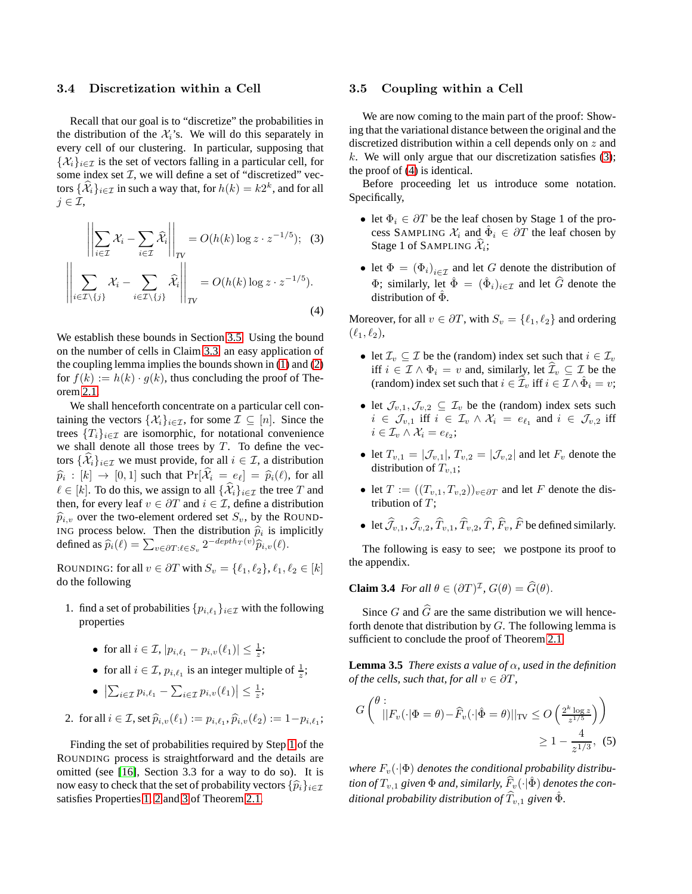### 3.4 Discretization within a Cell

Recall that our goal is to "discretize" the probabilities in the distribution of the $\mathcal{X}_i$'s. We will do this separately in every cell of our clustering. In particular, supposing that $\{\mathcal{X}_i\}_{i\in\mathcal{I}}$ is the set of vectors falling in a particular cell, for some index set $\mathcal{I}$, we will define a set of "discretized" vectors $\{\widehat{\mathcal{X}}_i\}_{i\in\mathcal{I}}$ in such a way that, for $h(k) = k2^k$, and for all $j \in \mathcal{I}$,

$$\left|\left|\sum_{i\in\mathcal{I}} \mathcal{X}_i - \sum_{i\in\mathcal{I}} \widehat{\mathcal{X}}_i\right|\right|_{TV} = O(h(k)\log z \cdot z^{-1/5}); \quad (3)$$

$$\left|\left|\sum_{i\in\mathcal{I}\setminus\{j\}} \mathcal{X}_i - \sum_{i\in\mathcal{I}\setminus\{j\}} \widehat{\mathcal{X}}_i\right|\right|_{TV} = O(h(k)\log z \cdot z^{-1/5}). \quad (4)$$

We establish these bounds in Section 3.5. Using the bound on the number of cells in Claim 3.3, an easy application of the coupling lemma implies the bounds shown in (1) and (2) for $f(k) := h(k) \cdot g(k)$, thus concluding the proof of Theorem 2.1.

We shall henceforth concentrate on a particular cell containing the vectors $\{\mathcal{X}_i\}_{i\in\mathcal{I}}$, for some $\mathcal{I} \subseteq [n]$. Since the trees $\{T_i\}_{i\in\mathcal{I}}$ are isomorphic, for notational convenience we shall denote all those trees by $T$. To define the vectors $\{\widehat{\mathcal{X}}_i\}_{i\in\mathcal{I}}$ we must provide, for all $i \in \mathcal{I}$, a distribution $\widehat{p}_i : [k] \to [0,1]$ such that $\Pr[\widehat{\mathcal{X}}_i = e_\ell] = \widehat{p}_i(\ell)$, for all $\ell \in [k]$. To do this, we assign to all $\{\widehat{\mathcal{X}}_i\}_{i\in\mathcal{I}}$ the tree $T$ and then, for every leaf $v \in \partial T$ and $i \in \mathcal{I}$, define a distribution $\widehat{p}_{i,v}$ over the two-element ordered set $S_v$, by the ROUNDING process below. Then the distribution $\widehat{p}_i$ is implicitly defined as $\widehat{p}_i(\ell) = \sum_{v\in\partial T:\ell\in S_v} 2^{-depth_T(v)}\widehat{p}_{i,v}(\ell)$.

ROUNDING: for all $v \in \partial T$ with $S_v = \{\ell_1, \ell_2\}$, $\ell_1, \ell_2 \in [k]$ do the following

1. find a set of probabilities $\{p_{i,\ell_1}\}_{i\in\mathcal{I}}$ with the following properties
   - for all $i \in \mathcal{I}$, $|p_{i,\ell_1} - p_{i,v}(\ell_1)| \leq \frac{1}{z}$;
   - for all $i \in \mathcal{I}$, $p_{i,\ell_1}$ is an integer multiple of $\frac{1}{z}$;
   - $\left|\sum_{i\in\mathcal{I}} p_{i,\ell_1} - \sum_{i\in\mathcal{I}} p_{i,v}(\ell_1)\right| \leq \frac{1}{z}$;
2. for all $i \in \mathcal{I}$, set $\widehat{p}_{i,v}(\ell_1) := p_{i,\ell_1}$, $\widehat{p}_{i,v}(\ell_2) := 1 - p_{i,\ell_1}$;

Finding the set of probabilities required by Step 1 of the ROUNDING process is straightforward and the details are omitted (see [16], Section 3.3 for a way to do so). It is now easy to check that the set of probability vectors $\{\widehat{p}_i\}_{i\in\mathcal{I}}$ satisfies Properties 1, 2 and 3 of Theorem 2.1.

### 3.5 Coupling within a Cell

We are now coming to the main part of the proof: Showing that the variational distance between the original and the discretized distribution within a cell depends only on $z$ and $k$. We will only argue that our discretization satisfies (3); the proof of (4) is identical.

Before proceeding let us introduce some notation. Specifically,

- let $\Phi_i \in \partial T$ be the leaf chosen by Stage 1 of the process SAMPLING $\mathcal{X}_i$ and $\hat{\Phi}_i \in \partial T$ the leaf chosen by Stage 1 of SAMPLING $\widehat{\mathcal{X}}_i$;
- let $\Phi = (\Phi_i)_{i\in\mathcal{I}}$ and let $G$ denote the distribution of $\Phi$; similarly, let $\hat{\Phi} = (\hat{\Phi}_i)_{i\in\mathcal{I}}$ and let $\widehat{G}$ denote the distribution of $\hat{\Phi}$.

Moreover, for all $v \in \partial T$, with $S_v = \{\ell_1, \ell_2\}$ and ordering $(\ell_1, \ell_2)$,

- let $\mathcal{I}_v \subseteq \mathcal{I}$ be the (random) index set such that $i \in \mathcal{I}_v$ iff $i \in \mathcal{I} \wedge \Phi_i = v$ and, similarly, let $\widehat{\mathcal{I}}_v \subseteq \mathcal{I}$ be the (random) index set such that $i \in \widehat{\mathcal{I}}_v$ iff $i \in \mathcal{I} \wedge \hat{\Phi}_i = v$;
- let $\mathcal{J}_{v,1}, \mathcal{J}_{v,2} \subseteq \mathcal{I}_v$ be the (random) index sets such $i \in \mathcal{J}_{v,1}$ iff $i \in \mathcal{I}_v \wedge \mathcal{X}_i = e_{\ell_1}$ and $i \in \mathcal{J}_{v,2}$ iff $i \in \mathcal{I}_v \wedge \mathcal{X}_i = e_{\ell_2}$;
- let $T_{v,1} = |\mathcal{J}_{v,1}|$, $T_{v,2} = |\mathcal{J}_{v,2}|$ and let $F_v$ denote the distribution of $T_{v,1}$;
- let $T := ((T_{v,1}, T_{v,2}))_{v\in\partial T}$ and let $F$ denote the distribution of $T$;
- let $\widehat{\mathcal{J}}_{v,1}, \widehat{\mathcal{J}}_{v,2}, \widehat{T}_{v,1}, \widehat{T}_{v,2}, \widehat{T}, \widehat{F}_v, \widehat{F}$ be defined similarly.

The following is easy to see; we postpone its proof to the appendix.

**Claim 3.4** *For all $\theta \in (\partial T)^{\mathcal{I}}$, $G(\theta) = \widehat{G}(\theta)$.*

Since $G$ and $\widehat{G}$ are the same distribution we will henceforth denote that distribution by $G$. The following lemma is sufficient to conclude the proof of Theorem 2.1.

**Lemma 3.5** *There exists a value of $\alpha$, used in the definition of the cells, such that, for all $v \in \partial T$,*

$$G\left(\begin{array}{l}\theta : \\ ||F_v(\cdot|\Phi = \theta) - \widehat{F}_v(\cdot|\hat{\Phi} = \theta)||_{\text{TV}} \leq O\left(\frac{2^k \log z}{z^{1/5}}\right)\end{array}\right) \geq 1 - \frac{4}{z^{1/3}}, \quad (5)$$

*where $F_v(\cdot|\Phi)$ denotes the conditional probability distribution of $T_{v,1}$ given $\Phi$ and, similarly, $\widehat{F}_v(\cdot|\hat{\Phi})$ denotes the conditional probability distribution of $\widehat{T}_{v,1}$ given $\hat{\Phi}$.*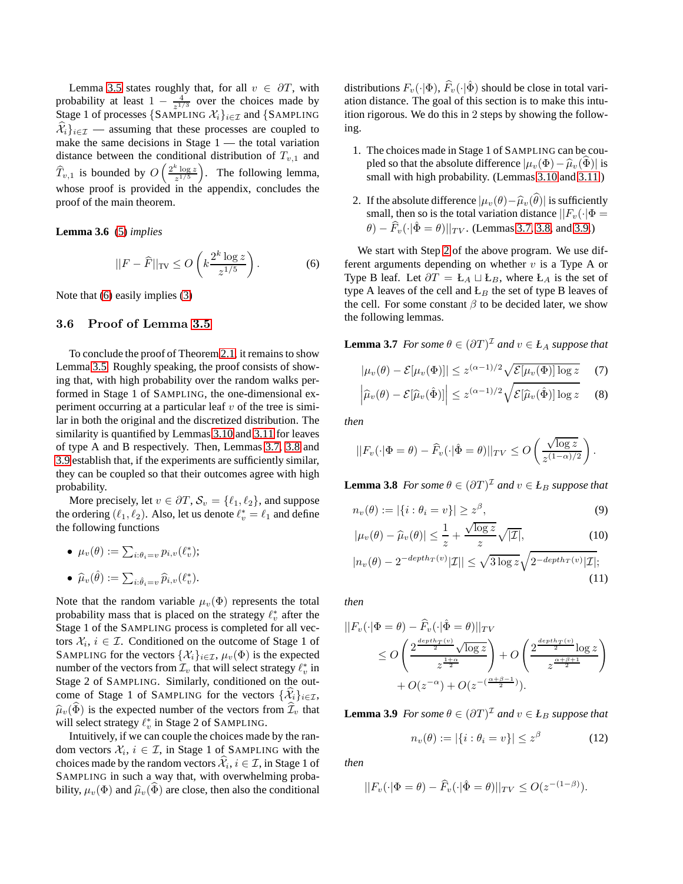Lemma 3.5 states roughly that, for all $v \in \partial T$, with probability at least $1 - \frac{4}{z^{1/3}}$ over the choices made by Stage 1 of processes $\{\text{SAMPLING } \mathcal{X}_i\}_{i \in \mathcal{I}}$ and $\{\text{SAMPLING } \widehat{\mathcal{X}}_i\}_{i \in \mathcal{I}}$ — assuming that these processes are coupled to make the same decisions in Stage 1 — the total variation distance between the conditional distribution of $T_{v,1}$ and $\widehat{T}_{v,1}$ is bounded by $O\left(\frac{2^k \log z}{z^{1/5}}\right)$. The following lemma, whose proof is provided in the appendix, concludes the proof of the main theorem.

**Lemma 3.6** (5) *implies*

$$||F - \widehat{F}||_{\text{TV}} \leq O\left(k \frac{2^k \log z}{z^{1/5}}\right). \tag{6}$$

Note that (6) easily implies (3)

### 3.6 Proof of Lemma 3.5

To conclude the proof of Theorem 2.1, it remains to show Lemma 3.5. Roughly speaking, the proof consists of showing that, with high probability over the random walks performed in Stage 1 of SAMPLING, the one-dimensional experiment occurring at a particular leaf $v$ of the tree is similar in both the original and the discretized distribution. The similarity is quantified by Lemmas 3.10 and 3.11 for leaves of type A and B respectively. Then, Lemmas 3.7, 3.8 and 3.9 establish that, if the experiments are sufficiently similar, they can be coupled so that their outcomes agree with high probability.

More precisely, let $v \in \partial T$, $\mathcal{S}_v = \{\ell_1, \ell_2\}$, and suppose the ordering $(\ell_1, \ell_2)$. Also, let us denote $\ell_v^* = \ell_1$ and define the following functions

- $\mu_v(\theta) := \sum_{i:\theta_i = v} p_{i,v}(\ell_v^*)$;
- $\widehat{\mu}_v(\hat{\theta}) := \sum_{i:\hat{\theta}_i = v} \widehat{p}_{i,v}(\ell_v^*)$.

Note that the random variable $\mu_v(\Phi)$ represents the total probability mass that is placed on the strategy $\ell_v^*$ after the Stage 1 of the SAMPLING process is completed for all vectors $\mathcal{X}_i$, $i \in \mathcal{I}$. Conditioned on the outcome of Stage 1 of SAMPLING for the vectors $\{\mathcal{X}_i\}_{i \in \mathcal{I}}$, $\mu_v(\Phi)$ is the expected number of the vectors from $\mathcal{I}_v$ that will select strategy $\ell_v^*$ in Stage 2 of SAMPLING. Similarly, conditioned on the outcome of Stage 1 of SAMPLING for the vectors $\{\widehat{\mathcal{X}}_i\}_{i \in \mathcal{I}}$, $\widehat{\mu}_v(\widehat{\Phi})$ is the expected number of the vectors from $\widehat{\mathcal{I}}_v$ that will select $\ell_v^*$ in Stage 2 of SAMPLING.

Intuitively, if we can couple the choices made by the random vectors $\mathcal{X}_i$, $i \in \mathcal{I}$, in Stage 1 of SAMPLING with the choices made by the random vectors $\widehat{\mathcal{X}}_i$, $i \in \mathcal{I}$, in Stage 1 of SAMPLING in such a way that, with overwhelming probability, $\mu_v(\Phi)$ and $\widehat{\mu}_v(\widehat{\Phi})$ are close, then also the conditional distributions $F_v(\cdot|\Phi)$, $\widehat{F}_v(\cdot|\hat{\Phi})$ should be close in total variation distance. The goal of this section is to make this intuition rigorous. We do this in 2 steps by showing the following.

1. The choices made in Stage 1 of SAMPLING can be coupled so that the absolute difference $|\mu_v(\Phi) - \widehat{\mu}_v(\widehat{\Phi})|$ is small with high probability. (Lemmas 3.10 and 3.11)
2. If the absolute difference $|\mu_v(\theta) - \widehat{\mu}_v(\widehat{\theta})|$ is sufficiently small, then so is the total variation distance $||F_v(\cdot|\Phi = \theta) - \widehat{F}_v(\cdot|\hat{\Phi} = \theta)||_{TV}$. (Lemmas 3.7, 3.8, and 3.9.)

We start with Step 2 of the above program. We use different arguments depending on whether $v$ is a Type A or Type B leaf. Let $\partial T = Ł_A \sqcup Ł_B$, where $Ł_A$ is the set of type A leaves of the cell and $Ł_B$ the set of type B leaves of the cell. For some constant $\beta$ to be decided later, we show the following lemmas.

**Lemma 3.7** *For some $\theta \in (\partial T)^{\mathcal{I}}$ and $v \in Ł_A$ suppose that*

$$|\mu_v(\theta) - \mathcal{E}[\mu_v(\Phi)]| \leq z^{(\alpha-1)/2}\sqrt{\mathcal{E}[\mu_v(\Phi)] \log z} \tag{7}$$

$$\left|\widehat{\mu}_v(\theta) - \mathcal{E}[\widehat{\mu}_v(\hat{\Phi})]\right| \leq z^{(\alpha-1)/2}\sqrt{\mathcal{E}[\widehat{\mu}_v(\hat{\Phi})] \log z} \tag{8}$$

*then*

$$||F_v(\cdot|\Phi = \theta) - \widehat{F}_v(\cdot|\hat{\Phi} = \theta)||_{TV} \leq O\left(\frac{\sqrt{\log z}}{z^{(1-\alpha)/2}}\right).$$

**Lemma 3.8** *For some $\theta \in (\partial T)^{\mathcal{I}}$ and $v \in Ł_B$ suppose that*

$$n_v(\theta) := |\{i : \theta_i = v\}| \geq z^{\beta}, \tag{9}$$

$$|\mu_v(\theta) - \widehat{\mu}_v(\theta)| \leq \frac{1}{z} + \frac{\sqrt{\log z}}{z}\sqrt{|\mathcal{I}|}, \tag{10}$$

$$|n_v(\theta) - 2^{-depth_T(v)}|\mathcal{I}|| \leq \sqrt{3 \log z}\sqrt{2^{-depth_T(v)}|\mathcal{I}|}; \tag{11}$$

*then*

$$\begin{aligned}
||F_v(\cdot|\Phi = \theta) - \widehat{F}_v(\cdot|\hat{\Phi} = \theta)||_{TV} \\
\leq O\left(\frac{2^{\frac{depth_T(v)}{2}}\sqrt{\log z}}{z^{\frac{1+\alpha}{2}}}\right) + O\left(\frac{2^{\frac{depth_T(v)}{2}}\log z}{z^{\frac{\alpha+\beta+1}{2}}}\right) \\
+ O(z^{-\alpha}) + O(z^{-(\frac{\alpha+\beta-1}{2})}).
\end{aligned}$$

**Lemma 3.9** *For some $\theta \in (\partial T)^{\mathcal{I}}$ and $v \in Ł_B$ suppose that*

$$n_v(\theta) := |\{i : \theta_i = v\}| \leq z^{\beta} \tag{12}$$

*then*

$$||F_v(\cdot|\Phi = \theta) - \widehat{F}_v(\cdot|\hat{\Phi} = \theta)||_{TV} \leq O(z^{-(1-\beta)}).$$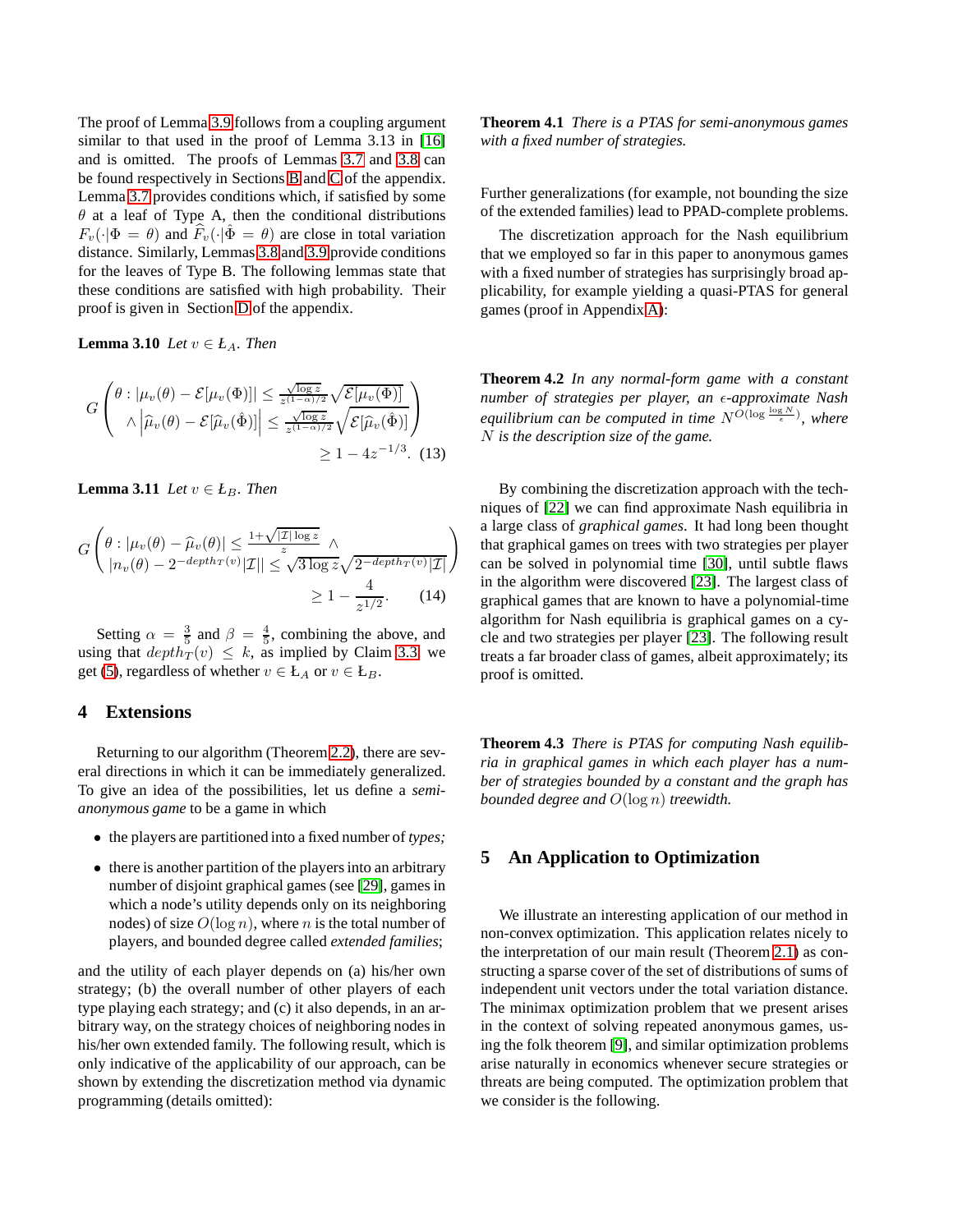The proof of Lemma 3.9 follows from a coupling argument similar to that used in the proof of Lemma 3.13 in [16] and is omitted. The proofs of Lemmas 3.7 and 3.8 can be found respectively in Sections B and C of the appendix. Lemma 3.7 provides conditions which, if satisfied by some $\theta$ at a leaf of Type A, then the conditional distributions $F_v(\cdot|\Phi = \theta)$ and $\widehat{F}_v(\cdot|\hat{\Phi} = \theta)$ are close in total variation distance. Similarly, Lemmas 3.8 and 3.9 provide conditions for the leaves of Type B. The following lemmas state that these conditions are satisfied with high probability. Their proof is given in Section D of the appendix.

**Lemma 3.10** *Let $v \in Ł_A$. Then*

$$G\left(\begin{array}{l}\theta : |\mu_v(\theta) - \mathcal{E}[\mu_v(\Phi)]| \leq \frac{\sqrt{\log z}}{z^{(1-\alpha)/2}}\sqrt{\mathcal{E}[\mu_v(\Phi)]} \\ \wedge \left|\widehat{\mu}_v(\theta) - \mathcal{E}[\widehat{\mu}_v(\hat{\Phi})]\right| \leq \frac{\sqrt{\log z}}{z^{(1-\alpha)/2}}\sqrt{\mathcal{E}[\widehat{\mu}_v(\hat{\Phi})]}\end{array}\right) \geq 1 - 4z^{-1/3}. \quad (13)$$

**Lemma 3.11** *Let $v \in Ł_B$. Then*

$$G\left(\begin{array}{l}\theta : |\mu_v(\theta) - \widehat{\mu}_v(\theta)| \leq \frac{1+\sqrt{|\mathcal{I}|\log z}}{z} \wedge \\ |n_v(\theta) - 2^{-depth_T(v)}|\mathcal{I}|| \leq \sqrt{3\log z}\sqrt{2^{-depth_T(v)}|\mathcal{I}|}\end{array}\right) \geq 1 - \frac{4}{z^{1/2}}. \quad (14)$$

Setting $\alpha = \frac{3}{5}$ and $\beta = \frac{4}{5}$, combining the above, and using that $depth_T(v) \leq k$, as implied by Claim 3.3, we get (5), regardless of whether $v \in Ł_A$ or $v \in Ł_B$.

## 4 Extensions

Returning to our algorithm (Theorem 2.2), there are several directions in which it can be immediately generalized. To give an idea of the possibilities, let us define a *semi-anonymous game* to be a game in which

- the players are partitioned into a fixed number of *types;*
- there is another partition of the players into an arbitrary number of disjoint graphical games (see [29], games in which a node's utility depends only on its neighboring nodes) of size $O(\log n)$, where $n$ is the total number of players, and bounded degree called *extended families*;

and the utility of each player depends on (a) his/her own strategy; (b) the overall number of other players of each type playing each strategy; and (c) it also depends, in an arbitrary way, on the strategy choices of neighboring nodes in his/her own extended family. The following result, which is only indicative of the applicability of our approach, can be shown by extending the discretization method via dynamic programming (details omitted):

**Theorem 4.1** *There is a PTAS for semi-anonymous games with a fixed number of strategies.*

Further generalizations (for example, not bounding the size of the extended families) lead to PPAD-complete problems.

The discretization approach for the Nash equilibrium that we employed so far in this paper to anonymous games with a fixed number of strategies has surprisingly broad applicability, for example yielding a quasi-PTAS for general games (proof in Appendix A):

**Theorem 4.2** *In any normal-form game with a constant number of strategies per player, an $\epsilon$-approximate Nash equilibrium can be computed in time $N^{O(\log \frac{\log N}{\epsilon})}$, where $N$ is the description size of the game.*

By combining the discretization approach with the techniques of [22] we can find approximate Nash equilibria in a large class of *graphical games*. It had long been thought that graphical games on trees with two strategies per player can be solved in polynomial time [30], until subtle flaws in the algorithm were discovered [23]. The largest class of graphical games that are known to have a polynomial-time algorithm for Nash equilibria is graphical games on a cycle and two strategies per player [23]. The following result treats a far broader class of games, albeit approximately; its proof is omitted.

**Theorem 4.3** *There is PTAS for computing Nash equilibria in graphical games in which each player has a number of strategies bounded by a constant and the graph has bounded degree and $O(\log n)$ treewidth.*

## 5 An Application to Optimization

We illustrate an interesting application of our method in non-convex optimization. This application relates nicely to the interpretation of our main result (Theorem 2.1) as constructing a sparse cover of the set of distributions of sums of independent unit vectors under the total variation distance. The minimax optimization problem that we present arises in the context of solving repeated anonymous games, using the folk theorem [9], and similar optimization problems arise naturally in economics whenever secure strategies or threats are being computed. The optimization problem that we consider is the following.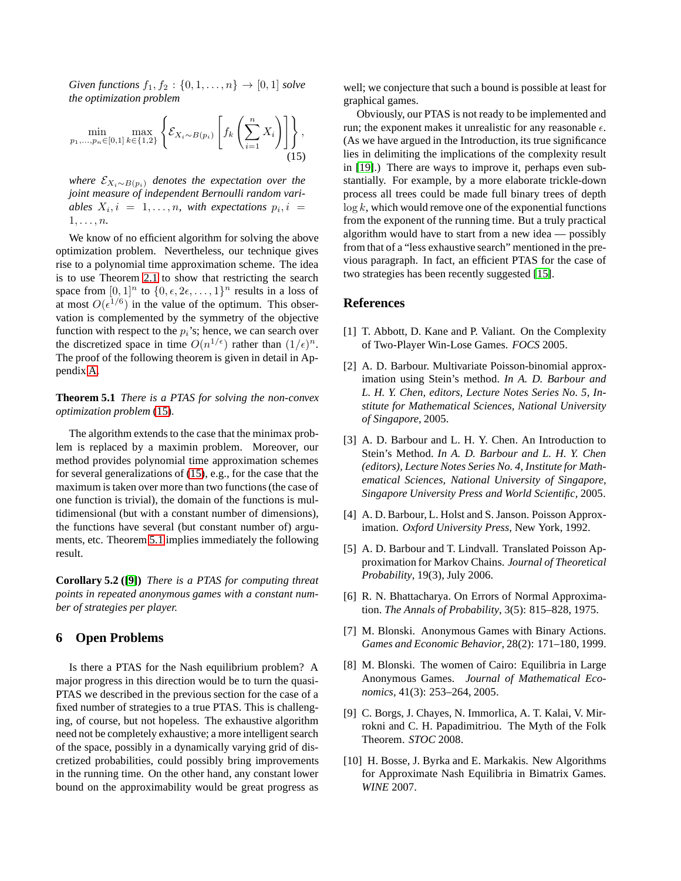*Given functions $f_1, f_2 : \{0, 1, \ldots, n\} \to [0, 1]$ solve the optimization problem*

$$\min_{p_1,\ldots,p_n \in [0,1]} \max_{k \in \{1,2\}} \left\{ \mathcal{E}_{X_i \sim B(p_i)} \left[ f_k \left( \sum_{i=1}^{n} X_i \right) \right] \right\}, \tag{15}$$

*where $\mathcal{E}_{X_i \sim B(p_i)}$ denotes the expectation over the joint measure of independent Bernoulli random variables $X_i, i = 1, \ldots, n$, with expectations $p_i, i = 1, \ldots, n$.*

We know of no efficient algorithm for solving the above optimization problem. Nevertheless, our technique gives rise to a polynomial time approximation scheme. The idea is to use Theorem 2.1 to show that restricting the search space from $[0, 1]^n$ to $\{0, \epsilon, 2\epsilon, \ldots, 1\}^n$ results in a loss of at most $O(\epsilon^{1/6})$ in the value of the optimum. This observation is complemented by the symmetry of the objective function with respect to the $p_i$'s; hence, we can search over the discretized space in time $O(n^{1/\epsilon})$ rather than $(1/\epsilon)^n$. The proof of the following theorem is given in detail in Appendix A.

**Theorem 5.1** *There is a PTAS for solving the non-convex optimization problem (15).*

The algorithm extends to the case that the minimax problem is replaced by a maximin problem. Moreover, our method provides polynomial time approximation schemes for several generalizations of (15), e.g., for the case that the maximum is taken over more than two functions (the case of one function is trivial), the domain of the functions is multidimensional (but with a constant number of dimensions), the functions have several (but constant number of) arguments, etc. Theorem 5.1 implies immediately the following result.

**Corollary 5.2 ([9])** *There is a PTAS for computing threat points in repeated anonymous games with a constant number of strategies per player.*

## 6 Open Problems

Is there a PTAS for the Nash equilibrium problem? A major progress in this direction would be to turn the quasi-PTAS we described in the previous section for the case of a fixed number of strategies to a true PTAS. This is challenging, of course, but not hopeless. The exhaustive algorithm need not be completely exhaustive; a more intelligent search of the space, possibly in a dynamically varying grid of discretized probabilities, could possibly bring improvements in the running time. On the other hand, any constant lower bound on the approximability would be great progress as well; we conjecture that such a bound is possible at least for graphical games.

Obviously, our PTAS is not ready to be implemented and run; the exponent makes it unrealistic for any reasonable $\epsilon$. (As we have argued in the Introduction, its true significance lies in delimiting the implications of the complexity result in [19].) There are ways to improve it, perhaps even substantially. For example, by a more elaborate trickle-down process all trees could be made full binary trees of depth $\log k$, which would remove one of the exponential functions from the exponent of the running time. But a truly practical algorithm would have to start from a new idea — possibly from that of a "less exhaustive search" mentioned in the previous paragraph. In fact, an efficient PTAS for the case of two strategies has been recently suggested [15].

## References

[1] T. Abbott, D. Kane and P. Valiant. On the Complexity of Two-Player Win-Lose Games. *FOCS* 2005.

[2] A. D. Barbour. Multivariate Poisson-binomial approximation using Stein's method. *In A. D. Barbour and L. H. Y. Chen, editors, Lecture Notes Series No. 5, Institute for Mathematical Sciences, National University of Singapore,* 2005.

[3] A. D. Barbour and L. H. Y. Chen. An Introduction to Stein's Method. *In A. D. Barbour and L. H. Y. Chen (editors), Lecture Notes Series No. 4, Institute for Mathematical Sciences, National University of Singapore, Singapore University Press and World Scientific,* 2005.

[4] A. D. Barbour, L. Holst and S. Janson. Poisson Approximation. *Oxford University Press,* New York, 1992.

[5] A. D. Barbour and T. Lindvall. Translated Poisson Approximation for Markov Chains. *Journal of Theoretical Probability*, 19(3), July 2006.

[6] R. N. Bhattacharya. On Errors of Normal Approximation. *The Annals of Probability*, 3(5): 815–828, 1975.

[7] M. Blonski. Anonymous Games with Binary Actions. *Games and Economic Behavior*, 28(2): 171–180, 1999.

[8] M. Blonski. The women of Cairo: Equilibria in Large Anonymous Games. *Journal of Mathematical Economics*, 41(3): 253–264, 2005.

[9] C. Borgs, J. Chayes, N. Immorlica, A. T. Kalai, V. Mirrokni and C. H. Papadimitriou. The Myth of the Folk Theorem. *STOC* 2008.

[10] H. Bosse, J. Byrka and E. Markakis. New Algorithms for Approximate Nash Equilibria in Bimatrix Games. *WINE* 2007.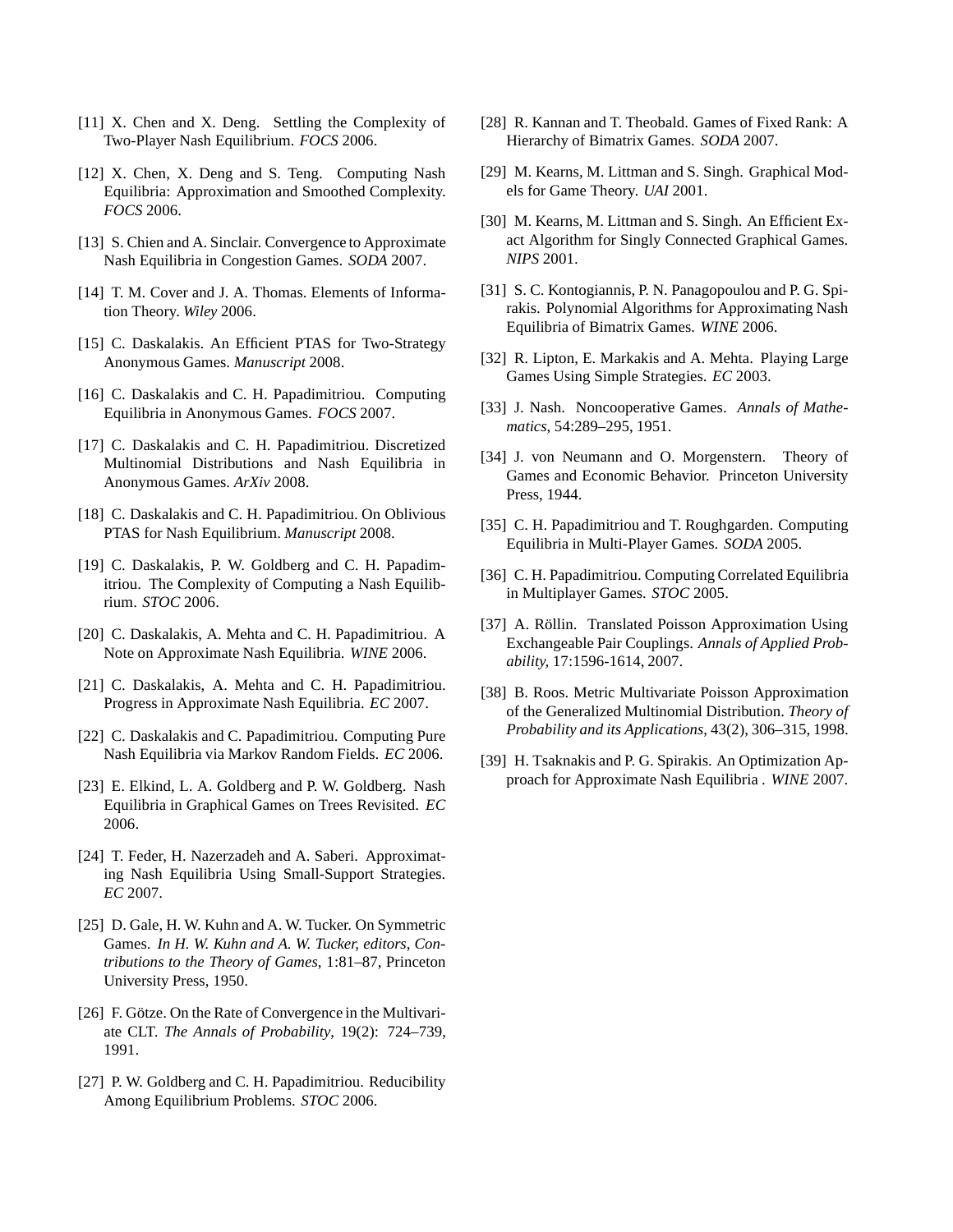[11] X. Chen and X. Deng. Settling the Complexity of Two-Player Nash Equilibrium. *FOCS* 2006.

[12] X. Chen, X. Deng and S. Teng. Computing Nash Equilibria: Approximation and Smoothed Complexity. *FOCS* 2006.

[13] S. Chien and A. Sinclair. Convergence to Approximate Nash Equilibria in Congestion Games. *SODA* 2007.

[14] T. M. Cover and J. A. Thomas. Elements of Information Theory. *Wiley* 2006.

[15] C. Daskalakis. An Efficient PTAS for Two-Strategy Anonymous Games. *Manuscript* 2008.

[16] C. Daskalakis and C. H. Papadimitriou. Computing Equilibria in Anonymous Games. *FOCS* 2007.

[17] C. Daskalakis and C. H. Papadimitriou. Discretized Multinomial Distributions and Nash Equilibria in Anonymous Games. *ArXiv* 2008.

[18] C. Daskalakis and C. H. Papadimitriou. On Oblivious PTAS for Nash Equilibrium. *Manuscript* 2008.

[19] C. Daskalakis, P. W. Goldberg and C. H. Papadimitriou. The Complexity of Computing a Nash Equilibrium. *STOC* 2006.

[20] C. Daskalakis, A. Mehta and C. H. Papadimitriou. A Note on Approximate Nash Equilibria. *WINE* 2006.

[21] C. Daskalakis, A. Mehta and C. H. Papadimitriou. Progress in Approximate Nash Equilibria. *EC* 2007.

[22] C. Daskalakis and C. Papadimitriou. Computing Pure Nash Equilibria via Markov Random Fields. *EC* 2006.

[23] E. Elkind, L. A. Goldberg and P. W. Goldberg. Nash Equilibria in Graphical Games on Trees Revisited. *EC* 2006.

[24] T. Feder, H. Nazerzadeh and A. Saberi. Approximating Nash Equilibria Using Small-Support Strategies. *EC* 2007.

[25] D. Gale, H. W. Kuhn and A. W. Tucker. On Symmetric Games. *In H. W. Kuhn and A. W. Tucker, editors, Contributions to the Theory of Games*, 1:81–87, Princeton University Press, 1950.

[26] F. Götze. On the Rate of Convergence in the Multivariate CLT. *The Annals of Probability*, 19(2): 724–739, 1991.

[27] P. W. Goldberg and C. H. Papadimitriou. Reducibility Among Equilibrium Problems. *STOC* 2006.

[28] R. Kannan and T. Theobald. Games of Fixed Rank: A Hierarchy of Bimatrix Games. *SODA* 2007.

[29] M. Kearns, M. Littman and S. Singh. Graphical Models for Game Theory. *UAI* 2001.

[30] M. Kearns, M. Littman and S. Singh. An Efficient Exact Algorithm for Singly Connected Graphical Games. *NIPS* 2001.

[31] S. C. Kontogiannis, P. N. Panagopoulou and P. G. Spirakis. Polynomial Algorithms for Approximating Nash Equilibria of Bimatrix Games. *WINE* 2006.

[32] R. Lipton, E. Markakis and A. Mehta. Playing Large Games Using Simple Strategies. *EC* 2003.

[33] J. Nash. Noncooperative Games. *Annals of Mathematics*, 54:289–295, 1951.

[34] J. von Neumann and O. Morgenstern. Theory of Games and Economic Behavior. Princeton University Press, 1944.

[35] C. H. Papadimitriou and T. Roughgarden. Computing Equilibria in Multi-Player Games. *SODA* 2005.

[36] C. H. Papadimitriou. Computing Correlated Equilibria in Multiplayer Games. *STOC* 2005.

[37] A. Röllin. Translated Poisson Approximation Using Exchangeable Pair Couplings. *Annals of Applied Probability,* 17:1596-1614, 2007.

[38] B. Roos. Metric Multivariate Poisson Approximation of the Generalized Multinomial Distribution. *Theory of Probability and its Applications*, 43(2), 306–315, 1998.

[39] H. Tsaknakis and P. G. Spirakis. An Optimization Approach for Approximate Nash Equilibria . *WINE* 2007.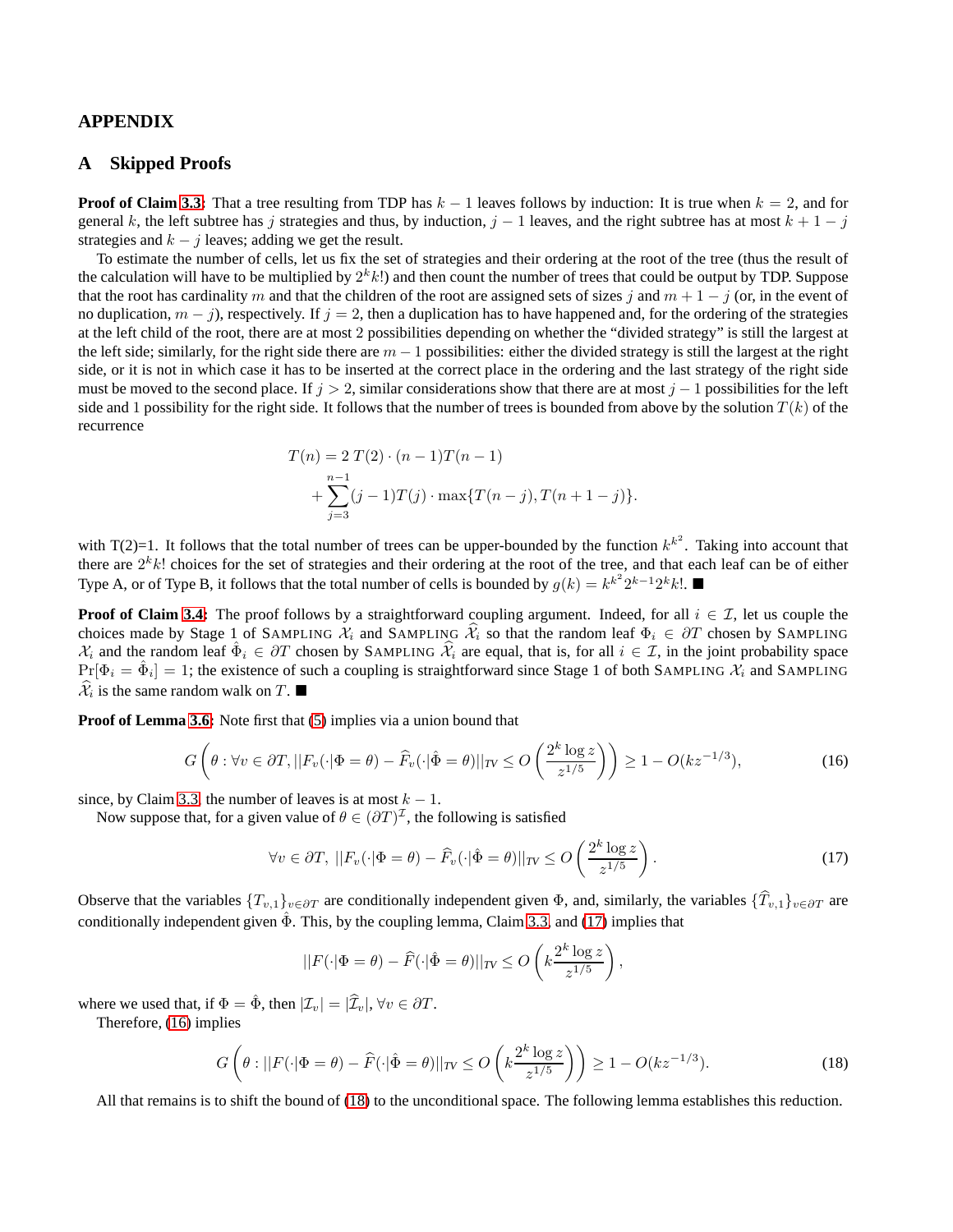# APPENDIX

## A Skipped Proofs

**Proof of Claim 3.3:** That a tree resulting from TDP has $k-1$ leaves follows by induction: It is true when $k=2$, and for general $k$, the left subtree has $j$ strategies and thus, by induction, $j-1$ leaves, and the right subtree has at most $k+1-j$ strategies and $k-j$ leaves; adding we get the result.

To estimate the number of cells, let us fix the set of strategies and their ordering at the root of the tree (thus the result of the calculation will have to be multiplied by $2^k k!$) and then count the number of trees that could be output by TDP. Suppose that the root has cardinality $m$ and that the children of the root are assigned sets of sizes $j$ and $m+1-j$ (or, in the event of no duplication, $m-j$), respectively. If $j=2$, then a duplication has to have happened and, for the ordering of the strategies at the left child of the root, there are at most 2 possibilities depending on whether the "divided strategy" is still the largest at the left side; similarly, for the right side there are $m-1$ possibilities: either the divided strategy is still the largest at the right side, or it is not in which case it has to be inserted at the correct place in the ordering and the last strategy of the right side must be moved to the second place. If $j>2$, similar considerations show that there are at most $j-1$ possibilities for the left side and 1 possibility for the right side. It follows that the number of trees is bounded from above by the solution $T(k)$ of the recurrence

$$
\begin{aligned}
T(n) &= 2\,T(2)\cdot(n-1)T(n-1) \\
&\quad + \sum_{j=3}^{n-1}(j-1)T(j)\cdot\max\{T(n-j),T(n+1-j)\}.
\end{aligned}
$$

with T(2)=1. It follows that the total number of trees can be upper-bounded by the function $k^{k^2}$. Taking into account that there are $2^k k!$ choices for the set of strategies and their ordering at the root of the tree, and that each leaf can be of either Type A, or of Type B, it follows that the total number of cells is bounded by $g(k)=k^{k^2}2^{k-1}2^k k!$. ■

**Proof of Claim 3.4:** The proof follows by a straightforward coupling argument. Indeed, for all $i\in\mathcal{I}$, let us couple the choices made by Stage 1 of SAMPLING $\mathcal{X}_i$ and SAMPLING $\widehat{\mathcal{X}}_i$ so that the random leaf $\Phi_i\in\partial T$ chosen by SAMPLING $\mathcal{X}_i$ and the random leaf $\hat{\Phi}_i\in\partial T$ chosen by SAMPLING $\widehat{\mathcal{X}}_i$ are equal, that is, for all $i\in\mathcal{I}$, in the joint probability space $\Pr[\Phi_i=\hat{\Phi}_i]=1$; the existence of such a coupling is straightforward since Stage 1 of both SAMPLING $\mathcal{X}_i$ and SAMPLING $\widehat{\mathcal{X}}_i$ is the same random walk on $T$. ■

**Proof of Lemma 3.6:** Note first that (5) implies via a union bound that

$$
G\left(\theta:\forall v\in\partial T, ||F_v(\cdot|\Phi=\theta)-\widehat{F}_v(\cdot|\hat{\Phi}=\theta)||_{TV}\le O\left(\frac{2^k\log z}{z^{1/5}}\right)\right)\ge 1-O(kz^{-1/3}), \tag{16}
$$

since, by Claim 3.3, the number of leaves is at most $k-1$.

Now suppose that, for a given value of $\theta\in(\partial T)^{\mathcal{I}}$, the following is satisfied

$$
\forall v\in\partial T,\ ||F_v(\cdot|\Phi=\theta)-\widehat{F}_v(\cdot|\hat{\Phi}=\theta)||_{TV}\le O\left(\frac{2^k\log z}{z^{1/5}}\right). \tag{17}
$$

Observe that the variables $\{T_{v,1}\}_{v\in\partial T}$ are conditionally independent given $\Phi$, and, similarly, the variables $\{\widehat{T}_{v,1}\}_{v\in\partial T}$ are conditionally independent given $\hat{\Phi}$. This, by the coupling lemma, Claim 3.3, and (17) implies that

$$
||F(\cdot|\Phi=\theta)-\widehat{F}(\cdot|\hat{\Phi}=\theta)||_{TV}\le O\left(k\frac{2^k\log z}{z^{1/5}}\right),
$$

where we used that, if $\Phi=\hat{\Phi}$, then $|\mathcal{I}_v|=|\widehat{\mathcal{I}}_v|, \forall v\in\partial T$.

Therefore, (16) implies

$$
G\left(\theta:||F(\cdot|\Phi=\theta)-\widehat{F}(\cdot|\hat{\Phi}=\theta)||_{TV}\le O\left(k\frac{2^k\log z}{z^{1/5}}\right)\right)\ge 1-O(kz^{-1/3}). \tag{18}
$$

All that remains is to shift the bound of (18) to the unconditional space. The following lemma establishes this reduction.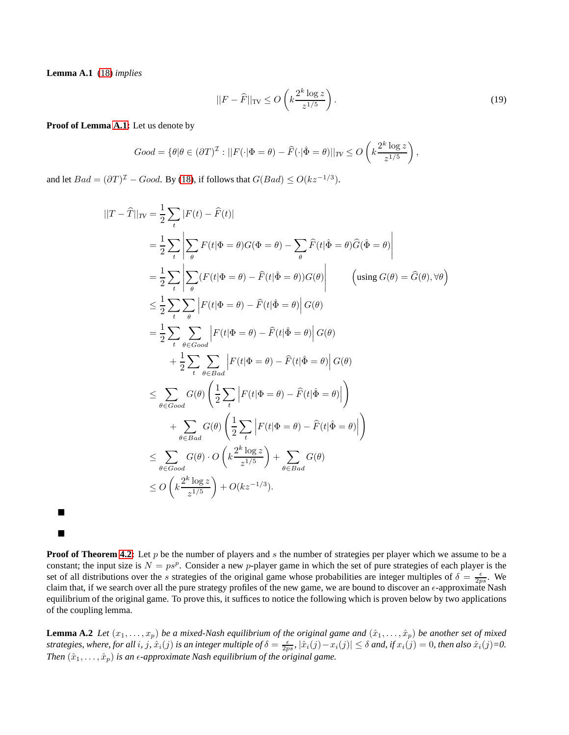**Lemma A.1** (18) *implies*

$$||F - \widehat{F}||_{\mathrm{TV}} \leq O\left(k\frac{2^k \log z}{z^{1/5}}\right). \tag{19}$$

**Proof of Lemma A.1:** Let us denote by

$$Good = \{\theta | \theta \in (\partial T)^{\mathcal{I}} : ||F(\cdot|\Phi = \theta) - \widehat{F}(\cdot|\hat{\Phi} = \theta)||_{TV} \leq O\left(k\frac{2^k \log z}{z^{1/5}}\right),$$

and let $Bad = (\partial T)^{\mathcal{I}} - Good$. By (18), if follows that $G(Bad) \leq O(kz^{-1/3})$.

$$\begin{aligned}
||T - \widehat{T}||_{TV} &= \frac{1}{2}\sum_t |F(t) - \widehat{F}(t)| \\
&= \frac{1}{2}\sum_t \left|\sum_\theta F(t|\Phi = \theta)G(\Phi = \theta) - \sum_\theta \widehat{F}(t|\hat{\Phi} = \theta)\widehat{G}(\hat{\Phi} = \theta)\right| \\
&= \frac{1}{2}\sum_t \left|\sum_\theta (F(t|\Phi = \theta) - \widehat{F}(t|\hat{\Phi} = \theta))G(\theta)\right| \qquad \left(\text{using } G(\theta) = \widehat{G}(\theta), \forall \theta\right) \\
&\leq \frac{1}{2}\sum_t \sum_\theta \left|F(t|\Phi = \theta) - \widehat{F}(t|\hat{\Phi} = \theta)\right| G(\theta) \\
&= \frac{1}{2}\sum_t \sum_{\theta \in Good} \left|F(t|\Phi = \theta) - \widehat{F}(t|\hat{\Phi} = \theta)\right| G(\theta) \\
&\quad + \frac{1}{2}\sum_t \sum_{\theta \in Bad} \left|F(t|\Phi = \theta) - \widehat{F}(t|\hat{\Phi} = \theta)\right| G(\theta) \\
&\leq \sum_{\theta \in Good} G(\theta)\left(\frac{1}{2}\sum_t \left|F(t|\Phi = \theta) - \widehat{F}(t|\hat{\Phi} = \theta)\right|\right) \\
&\quad + \sum_{\theta \in Bad} G(\theta)\left(\frac{1}{2}\sum_t \left|F(t|\Phi = \theta) - \widehat{F}(t|\hat{\Phi} = \theta)\right|\right) \\
&\leq \sum_{\theta \in Good} G(\theta) \cdot O\left(k\frac{2^k \log z}{z^{1/5}}\right) + \sum_{\theta \in Bad} G(\theta) \\
&\leq O\left(k\frac{2^k \log z}{z^{1/5}}\right) + O(kz^{-1/3}).
\end{aligned}$$

■

■

**Proof of Theorem 4.2:** Let $p$ be the number of players and $s$ the number of strategies per player which we assume to be a constant; the input size is $N = ps^p$. Consider a new $p$-player game in which the set of pure strategies of each player is the set of all distributions over the $s$ strategies of the original game whose probabilities are integer multiples of $\delta = \frac{\epsilon}{2ps}$. We claim that, if we search over all the pure strategy profiles of the new game, we are bound to discover an $\epsilon$-approximate Nash equilibrium of the original game. To prove this, it suffices to notice the following which is proven below by two applications of the coupling lemma.

**Lemma A.2** *Let $(x_1, \ldots, x_p)$ be a mixed-Nash equilibrium of the original game and $(\hat{x}_1, \ldots, \hat{x}_p)$ be another set of mixed strategies, where, for all $i$, $j$, $\hat{x}_i(j)$ is an integer multiple of $\delta = \frac{\epsilon}{2ps}$, $|\hat{x}_i(j) - x_i(j)| \leq \delta$ and, if $x_i(j) = 0$, then also $\hat{x}_i(j)$=0. Then $(\hat{x}_1, \ldots, \hat{x}_p)$ is an $\epsilon$-approximate Nash equilibrium of the original game.*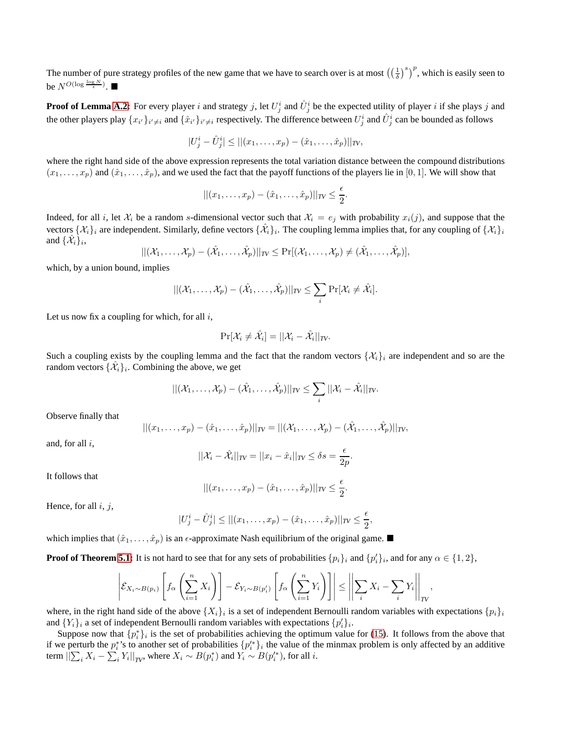The number of pure strategy profiles of the new game that we have to search over is at most $\left(\left(\frac{1}{\delta}\right)^s\right)^p$, which is easily seen to be $N^{O(\log \frac{\log N}{\epsilon})}$. ■

**Proof of Lemma A.2:** For every player $i$ and strategy $j$, let $U^i_j$ and $\hat{U}^i_j$ be the expected utility of player $i$ if she plays $j$ and the other players play $\{x_{i'}\}_{i' \neq i}$ and $\{\hat{x}_{i'}\}_{i' \neq i}$ respectively. The difference between $U^i_j$ and $\hat{U}^i_j$ can be bounded as follows

$$|U^i_j - \hat{U}^i_j| \leq ||(x_1, \ldots, x_p) - (\hat{x}_1, \ldots, \hat{x}_p)||_{TV},$$

where the right hand side of the above expression represents the total variation distance between the compound distributions $(x_1, \ldots, x_p)$ and $(\hat{x}_1, \ldots, \hat{x}_p)$, and we used the fact that the payoff functions of the players lie in $[0, 1]$. We will show that

$$||(x_1, \ldots, x_p) - (\hat{x}_1, \ldots, \hat{x}_p)||_{TV} \leq \frac{\epsilon}{2}.$$

Indeed, for all $i$, let $\mathcal{X}_i$ be a random $s$-dimensional vector such that $\mathcal{X}_i = e_j$ with probability $x_i(j)$, and suppose that the vectors $\{\mathcal{X}_i\}_i$ are independent. Similarly, define vectors $\{\hat{\mathcal{X}}_i\}_i$. The coupling lemma implies that, for any coupling of $\{\mathcal{X}_i\}_i$ and $\{\hat{\mathcal{X}}_i\}_i$,

$$||(\mathcal{X}_1, \ldots, \mathcal{X}_p) - (\hat{\mathcal{X}}_1, \ldots, \hat{\mathcal{X}}_p)||_{TV} \leq \Pr[(\mathcal{X}_1, \ldots, \mathcal{X}_p) \neq (\hat{\mathcal{X}}_1, \ldots, \hat{\mathcal{X}}_p)],$$

which, by a union bound, implies

$$||(\mathcal{X}_1, \ldots, \mathcal{X}_p) - (\hat{\mathcal{X}}_1, \ldots, \hat{\mathcal{X}}_p)||_{TV} \leq \sum_i \Pr[\mathcal{X}_i \neq \hat{\mathcal{X}}_i].$$

Let us now fix a coupling for which, for all $i$,

$$\Pr[\mathcal{X}_i \neq \hat{\mathcal{X}}_i] = ||\mathcal{X}_i - \hat{\mathcal{X}}_i||_{TV}.$$

Such a coupling exists by the coupling lemma and the fact that the random vectors $\{\mathcal{X}_i\}_i$ are independent and so are the random vectors $\{\hat{\mathcal{X}}_i\}_i$. Combining the above, we get

$$||(\mathcal{X}_1, \ldots, \mathcal{X}_p) - (\hat{\mathcal{X}}_1, \ldots, \hat{\mathcal{X}}_p)||_{TV} \leq \sum_i ||\mathcal{X}_i - \hat{\mathcal{X}}_i||_{TV}.$$

Observe finally that

$$||(x_1, \ldots, x_p) - (\hat{x}_1, \ldots, \hat{x}_p)||_{TV} = ||(\mathcal{X}_1, \ldots, \mathcal{X}_p) - (\hat{\mathcal{X}}_1, \ldots, \hat{\mathcal{X}}_p)||_{TV},$$

and, for all $i$,

$$||\mathcal{X}_i - \hat{\mathcal{X}}_i||_{TV} = ||x_i - \hat{x}_i||_{TV} \leq \delta s = \frac{\epsilon}{2p}.$$

It follows that

$$||(x_1, \ldots, x_p) - (\hat{x}_1, \ldots, \hat{x}_p)||_{TV} \leq \frac{\epsilon}{2}.$$

Hence, for all $i$, $j$,

$$|U^i_j - \hat{U}^i_j| \leq ||(x_1, \ldots, x_p) - (\hat{x}_1, \ldots, \hat{x}_p)||_{TV} \leq \frac{\epsilon}{2},$$

which implies that $(\hat{x}_1, \ldots, \hat{x}_p)$ is an $\epsilon$-approximate Nash equilibrium of the original game. ■

**Proof of Theorem 5.1:** It is not hard to see that for any sets of probabilities $\{p_i\}_i$ and $\{p'_i\}_i$, and for any $\alpha \in \{1, 2\}$,

$$\left| \mathcal{E}_{X_i \sim B(p_i)} \left[ f_\alpha \left( \sum_{i=1}^n X_i \right) \right] - \mathcal{E}_{Y_i \sim B(p'_i)} \left[ f_\alpha \left( \sum_{i=1}^n Y_i \right) \right] \right| \leq \left| \left| \sum_i X_i - \sum_i Y_i \right| \right|_{TV},$$

where, in the right hand side of the above $\{X_i\}_i$ is a set of independent Bernoulli random variables with expectations $\{p_i\}_i$ and $\{Y_i\}_i$ a set of independent Bernoulli random variables with expectations $\{p'_i\}_i$.

Suppose now that $\{p^*_i\}_i$ is the set of probabilities achieving the optimum value for (15). It follows from the above that if we perturb the $p^*_i$'s to another set of probabilities $\{p'^*_i\}_i$ the value of the minmax problem is only affected by an additive term $||\sum_i X_i - \sum_i Y_i||_{TV}$, where $X_i \sim B(p^*_i)$ and $Y_i \sim B(p'^*_i)$, for all $i$.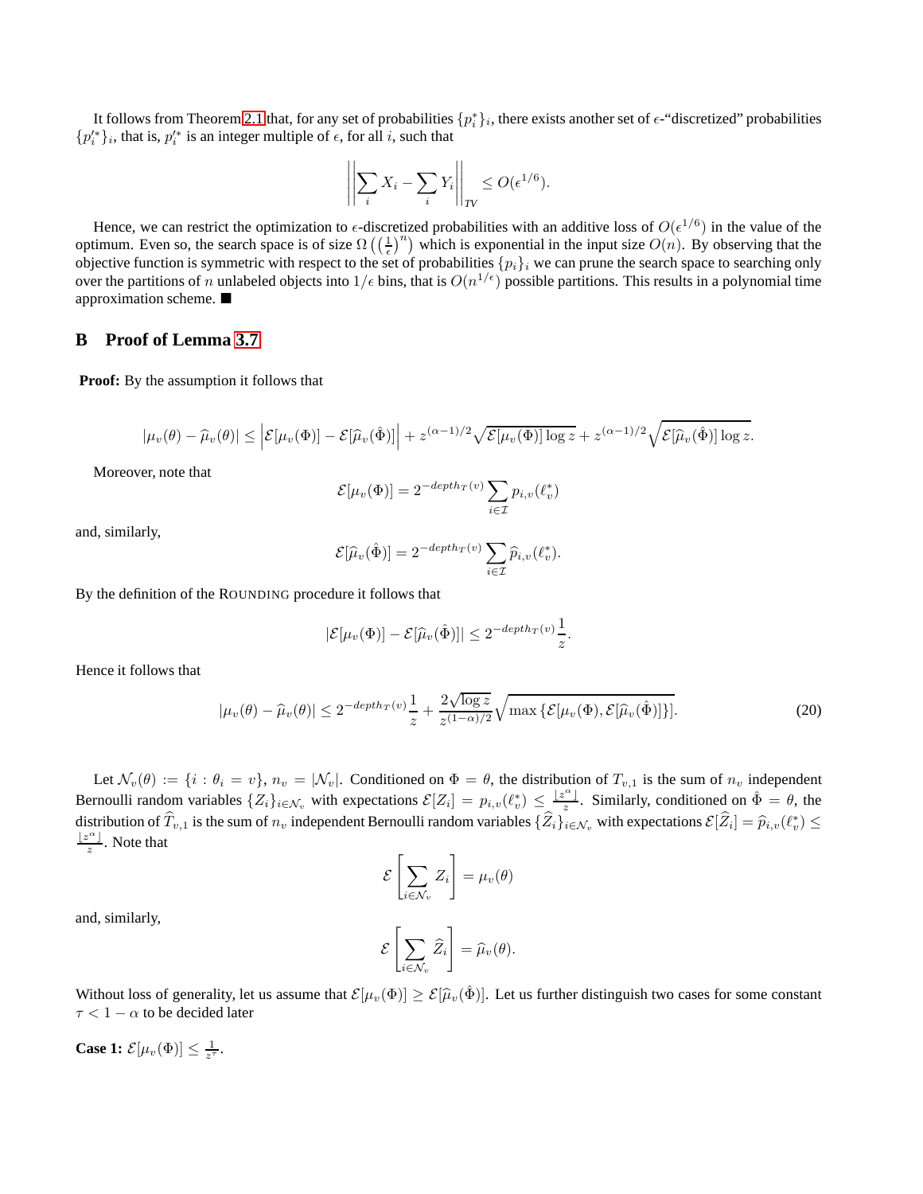It follows from Theorem 2.1 that, for any set of probabilities $\{p_i^*\}_i$, there exists another set of $\epsilon$-"discretized" probabilities $\{p_i'^*\}_i$, that is, $p_i'^*$ is an integer multiple of $\epsilon$, for all $i$, such that

$$\left|\left|\sum_i X_i - \sum_i Y_i\right|\right|_{TV} \leq O(\epsilon^{1/6}).$$

Hence, we can restrict the optimization to $\epsilon$-discretized probabilities with an additive loss of $O(\epsilon^{1/6})$ in the value of the optimum. Even so, the search space is of size $\Omega\left(\left(\frac{1}{\epsilon}\right)^n\right)$ which is exponential in the input size $O(n)$. By observing that the objective function is symmetric with respect to the set of probabilities $\{p_i\}_i$ we can prune the search space to searching only over the partitions of $n$ unlabeled objects into $1/\epsilon$ bins, that is $O(n^{1/\epsilon})$ possible partitions. This results in a polynomial time approximation scheme. ■

## B Proof of Lemma 3.7

**Proof:** By the assumption it follows that

$$|\mu_v(\theta) - \widehat{\mu}_v(\theta)| \leq \left|\mathcal{E}[\mu_v(\Phi)] - \mathcal{E}[\widehat{\mu}_v(\hat{\Phi})]\right| + z^{(\alpha-1)/2}\sqrt{\mathcal{E}[\mu_v(\Phi)]\log z} + z^{(\alpha-1)/2}\sqrt{\mathcal{E}[\widehat{\mu}_v(\hat{\Phi})]\log z}.$$

Moreover, note that

$$\mathcal{E}[\mu_v(\Phi)] = 2^{-depth_T(v)}\sum_{i\in\mathcal{I}} p_{i,v}(\ell_v^*)$$

and, similarly,

$$\mathcal{E}[\widehat{\mu}_v(\hat{\Phi})] = 2^{-depth_T(v)}\sum_{i\in\mathcal{I}} \widehat{p}_{i,v}(\ell_v^*).$$

By the definition of the ROUNDING procedure it follows that

$$|\mathcal{E}[\mu_v(\Phi)] - \mathcal{E}[\widehat{\mu}_v(\hat{\Phi})]| \leq 2^{-depth_T(v)}\frac{1}{z}.$$

Hence it follows that

$$|\mu_v(\theta) - \widehat{\mu}_v(\theta)| \leq 2^{-depth_T(v)}\frac{1}{z} + \frac{2\sqrt{\log z}}{z^{(1-\alpha)/2}}\sqrt{\max\{\mathcal{E}[\mu_v(\Phi), \mathcal{E}[\widehat{\mu}_v(\hat{\Phi})]\}}. \tag{20}$$

Let $\mathcal{N}_v(\theta) := \{i : \theta_i = v\}$, $n_v = |\mathcal{N}_v|$. Conditioned on $\Phi = \theta$, the distribution of $T_{v,1}$ is the sum of $n_v$ independent Bernoulli random variables $\{Z_i\}_{i\in\mathcal{N}_v}$ with expectations $\mathcal{E}[Z_i] = p_{i,v}(\ell_v^*) \leq \frac{\lfloor z^\alpha \rfloor}{z}$. Similarly, conditioned on $\hat{\Phi} = \theta$, the distribution of $\widehat{T}_{v,1}$ is the sum of $n_v$ independent Bernoulli random variables $\{\widehat{Z}_i\}_{i\in\mathcal{N}_v}$ with expectations $\mathcal{E}[\widehat{Z}_i] = \widehat{p}_{i,v}(\ell_v^*) \leq \frac{\lfloor z^\alpha \rfloor}{z}$. Note that

$$\mathcal{E}\left[\sum_{i\in\mathcal{N}_v} Z_i\right] = \mu_v(\theta)$$

and, similarly,

$$\mathcal{E}\left[\sum_{i\in\mathcal{N}_v} \widehat{Z}_i\right] = \widehat{\mu}_v(\theta).$$

Without loss of generality, let us assume that $\mathcal{E}[\mu_v(\Phi)] \geq \mathcal{E}[\widehat{\mu}_v(\hat{\Phi})]$. Let us further distinguish two cases for some constant $\tau < 1 - \alpha$ to be decided later

**Case 1:** $\mathcal{E}[\mu_v(\Phi)] \leq \frac{1}{z^\tau}$.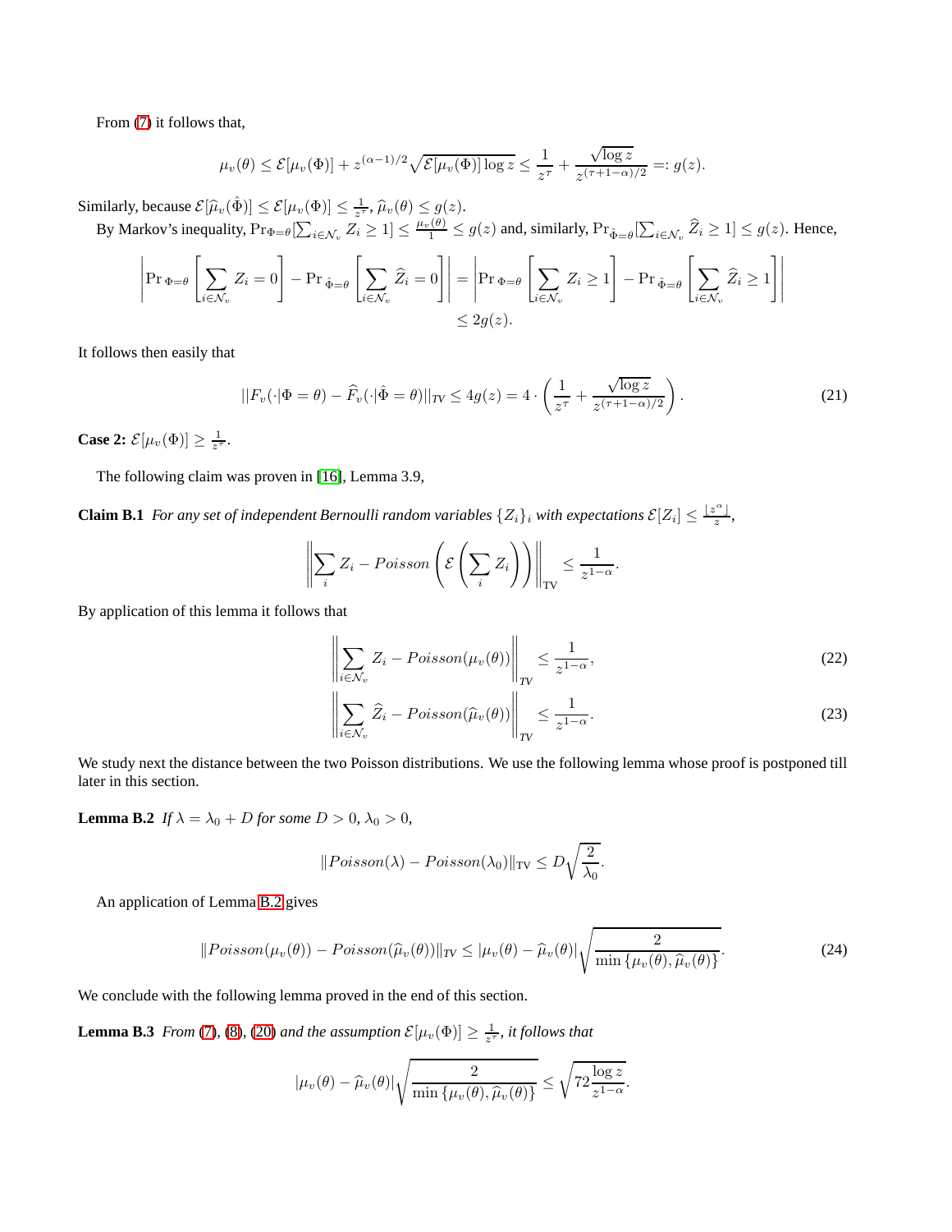From (7) it follows that,

$$\mu_v(\theta) \le \mathcal{E}[\mu_v(\Phi)] + z^{(\alpha-1)/2}\sqrt{\mathcal{E}[\mu_v(\Phi)]\log z} \le \frac{1}{z^\tau} + \frac{\sqrt{\log z}}{z^{(\tau+1-\alpha)/2}} =: g(z).$$

Similarly, because $\mathcal{E}[\widehat{\mu}_v(\hat{\Phi})] \le \mathcal{E}[\mu_v(\Phi)] \le \frac{1}{z^\tau}$, $\widehat{\mu}_v(\theta) \le g(z)$.

By Markov's inequality, $\Pr_{\Phi=\theta}[\sum_{i\in\mathcal{N}_v} Z_i \ge 1] \le \frac{\mu_v(\theta)}{1} \le g(z)$ and, similarly, $\Pr_{\hat{\Phi}=\theta}[\sum_{i\in\mathcal{N}_v} \widehat{Z}_i \ge 1] \le g(z)$. Hence,

$$\left|\Pr{}_{\Phi=\theta}\left[\sum_{i\in\mathcal{N}_v} Z_i = 0\right] - \Pr{}_{\hat{\Phi}=\theta}\left[\sum_{i\in\mathcal{N}_v} \widehat{Z}_i = 0\right]\right| = \left|\Pr{}_{\Phi=\theta}\left[\sum_{i\in\mathcal{N}_v} Z_i \ge 1\right] - \Pr{}_{\hat{\Phi}=\theta}\left[\sum_{i\in\mathcal{N}_v} \widehat{Z}_i \ge 1\right]\right| \le 2g(z).$$

It follows then easily that

$$||F_v(\cdot|\Phi=\theta) - \widehat{F}_v(\cdot|\hat{\Phi}=\theta)||_{TV} \le 4g(z) = 4\cdot\left(\frac{1}{z^\tau} + \frac{\sqrt{\log z}}{z^{(\tau+1-\alpha)/2}}\right). \tag{21}$$

**Case 2:** $\mathcal{E}[\mu_v(\Phi)] \ge \frac{1}{z^\tau}$.

The following claim was proven in [16], Lemma 3.9,

**Claim B.1** *For any set of independent Bernoulli random variables $\{Z_i\}_i$ with expectations $\mathcal{E}[Z_i] \le \frac{\lfloor z^\alpha \rfloor}{z}$,*

$$\left\|\sum_i Z_i - Poisson\left(\mathcal{E}\left(\sum_i Z_i\right)\right)\right\|_{\mathrm{TV}} \le \frac{1}{z^{1-\alpha}}.$$

By application of this lemma it follows that

$$\left\|\sum_{i\in\mathcal{N}_v} Z_i - Poisson(\mu_v(\theta))\right\|_{TV} \le \frac{1}{z^{1-\alpha}}, \tag{22}$$

$$\left\|\sum_{i\in\mathcal{N}_v} \widehat{Z}_i - Poisson(\widehat{\mu}_v(\theta))\right\|_{TV} \le \frac{1}{z^{1-\alpha}}. \tag{23}$$

We study next the distance between the two Poisson distributions. We use the following lemma whose proof is postponed till later in this section.

**Lemma B.2** *If $\lambda = \lambda_0 + D$ for some $D > 0$, $\lambda_0 > 0$,*

$$\|Poisson(\lambda) - Poisson(\lambda_0)\|_{\mathrm{TV}} \le D\sqrt{\frac{2}{\lambda_0}}.$$

An application of Lemma B.2 gives

$$\|Poisson(\mu_v(\theta)) - Poisson(\widehat{\mu}_v(\theta))\|_{TV} \le |\mu_v(\theta) - \widehat{\mu}_v(\theta)|\sqrt{\frac{2}{\min\{\mu_v(\theta), \widehat{\mu}_v(\theta)\}}}. \tag{24}$$

We conclude with the following lemma proved in the end of this section.

**Lemma B.3** *From (7), (8), (20) and the assumption $\mathcal{E}[\mu_v(\Phi)] \ge \frac{1}{z^\tau}$, it follows that*

$$|\mu_v(\theta) - \widehat{\mu}_v(\theta)|\sqrt{\frac{2}{\min\{\mu_v(\theta), \widehat{\mu}_v(\theta)\}}} \le \sqrt{72\frac{\log z}{z^{1-\alpha}}}.$$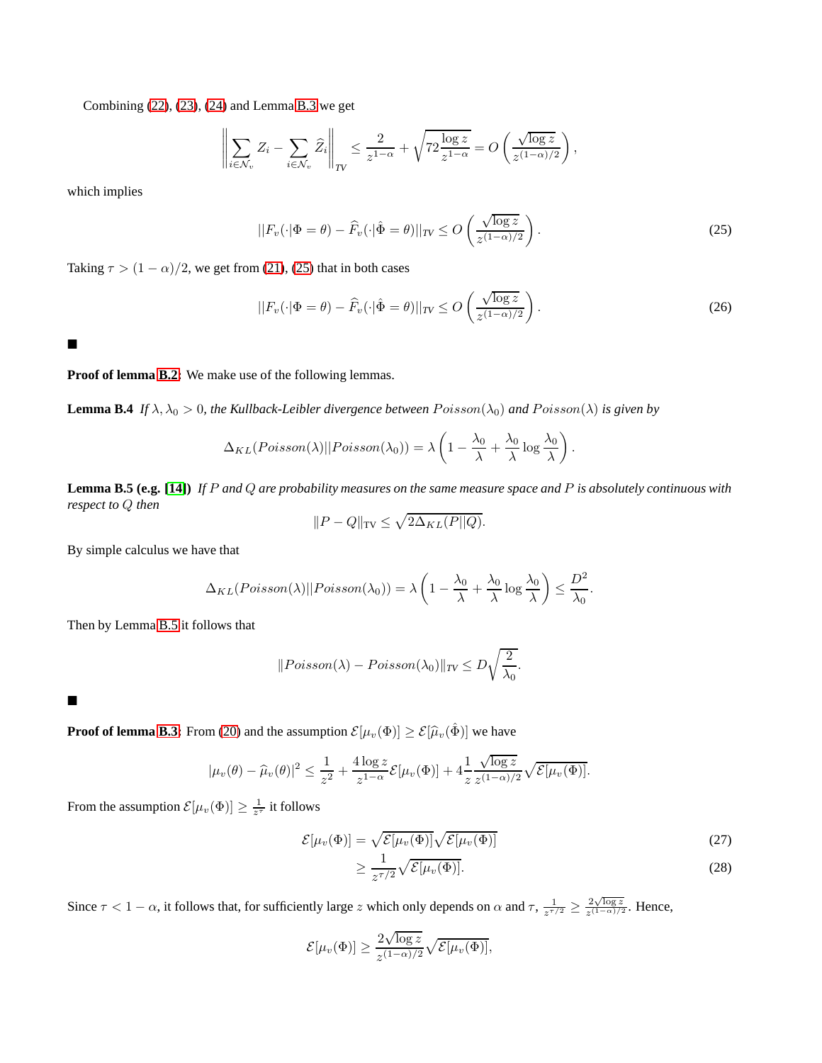Combining (22), (23), (24) and Lemma B.3 we get

$$\left\| \sum_{i \in \mathcal{N}_v} Z_i - \sum_{i \in \mathcal{N}_v} \widehat{Z}_i \right\|_{TV} \leq \frac{2}{z^{1-\alpha}} + \sqrt{72 \frac{\log z}{z^{1-\alpha}}} = O\left( \frac{\sqrt{\log z}}{z^{(1-\alpha)/2}} \right),$$

which implies

$$||F_v(\cdot|\Phi = \theta) - \widehat{F}_v(\cdot|\hat{\Phi} = \theta)||_{TV} \leq O\left( \frac{\sqrt{\log z}}{z^{(1-\alpha)/2}} \right). \tag{25}$$

Taking $\tau > (1-\alpha)/2$, we get from (21), (25) that in both cases

$$||F_v(\cdot|\Phi = \theta) - \widehat{F}_v(\cdot|\hat{\Phi} = \theta)||_{TV} \leq O\left( \frac{\sqrt{\log z}}{z^{(1-\alpha)/2}} \right). \tag{26}$$

■

**Proof of lemma B.2:** We make use of the following lemmas.

**Lemma B.4** *If $\lambda, \lambda_0 > 0$, the Kullback-Leibler divergence between $Poisson(\lambda_0)$ and $Poisson(\lambda)$ is given by*

$$\Delta_{KL}(Poisson(\lambda)||Poisson(\lambda_0)) = \lambda \left( 1 - \frac{\lambda_0}{\lambda} + \frac{\lambda_0}{\lambda} \log \frac{\lambda_0}{\lambda} \right).$$

**Lemma B.5 (e.g. [14])** *If $P$ and $Q$ are probability measures on the same measure space and $P$ is absolutely continuous with respect to $Q$ then*

$$\|P - Q\|_{\text{TV}} \leq \sqrt{2\Delta_{KL}(P||Q)}.$$

By simple calculus we have that

$$\Delta_{KL}(Poisson(\lambda)||Poisson(\lambda_0)) = \lambda \left( 1 - \frac{\lambda_0}{\lambda} + \frac{\lambda_0}{\lambda} \log \frac{\lambda_0}{\lambda} \right) \leq \frac{D^2}{\lambda_0}.$$

Then by Lemma B.5 it follows that

$$\|Poisson(\lambda) - Poisson(\lambda_0)\|_{TV} \leq D\sqrt{\frac{2}{\lambda_0}}.$$

■

**Proof of lemma B.3:** From (20) and the assumption $\mathcal{E}[\mu_v(\Phi)] \geq \mathcal{E}[\widehat{\mu}_v(\hat{\Phi})]$ we have

$$|\mu_v(\theta) - \widehat{\mu}_v(\theta)|^2 \leq \frac{1}{z^2} + \frac{4 \log z}{z^{1-\alpha}} \mathcal{E}[\mu_v(\Phi)] + 4\frac{1}{z} \frac{\sqrt{\log z}}{z^{(1-\alpha)/2}} \sqrt{\mathcal{E}[\mu_v(\Phi)]}.$$

From the assumption $\mathcal{E}[\mu_v(\Phi)] \geq \frac{1}{z^\tau}$ it follows

$$\begin{aligned} \mathcal{E}[\mu_v(\Phi)] &= \sqrt{\mathcal{E}[\mu_v(\Phi)]}\sqrt{\mathcal{E}[\mu_v(\Phi)]} &\quad (27)\\ &\geq \frac{1}{z^{\tau/2}} \sqrt{\mathcal{E}[\mu_v(\Phi)]}. &\quad (28) \end{aligned}$$

Since $\tau < 1 - \alpha$, it follows that, for sufficiently large $z$ which only depends on $\alpha$ and $\tau$, $\frac{1}{z^{\tau/2}} \geq \frac{2\sqrt{\log z}}{z^{(1-\alpha)/2}}$. Hence,

$$\mathcal{E}[\mu_v(\Phi)] \geq \frac{2\sqrt{\log z}}{z^{(1-\alpha)/2}} \sqrt{\mathcal{E}[\mu_v(\Phi)]},$$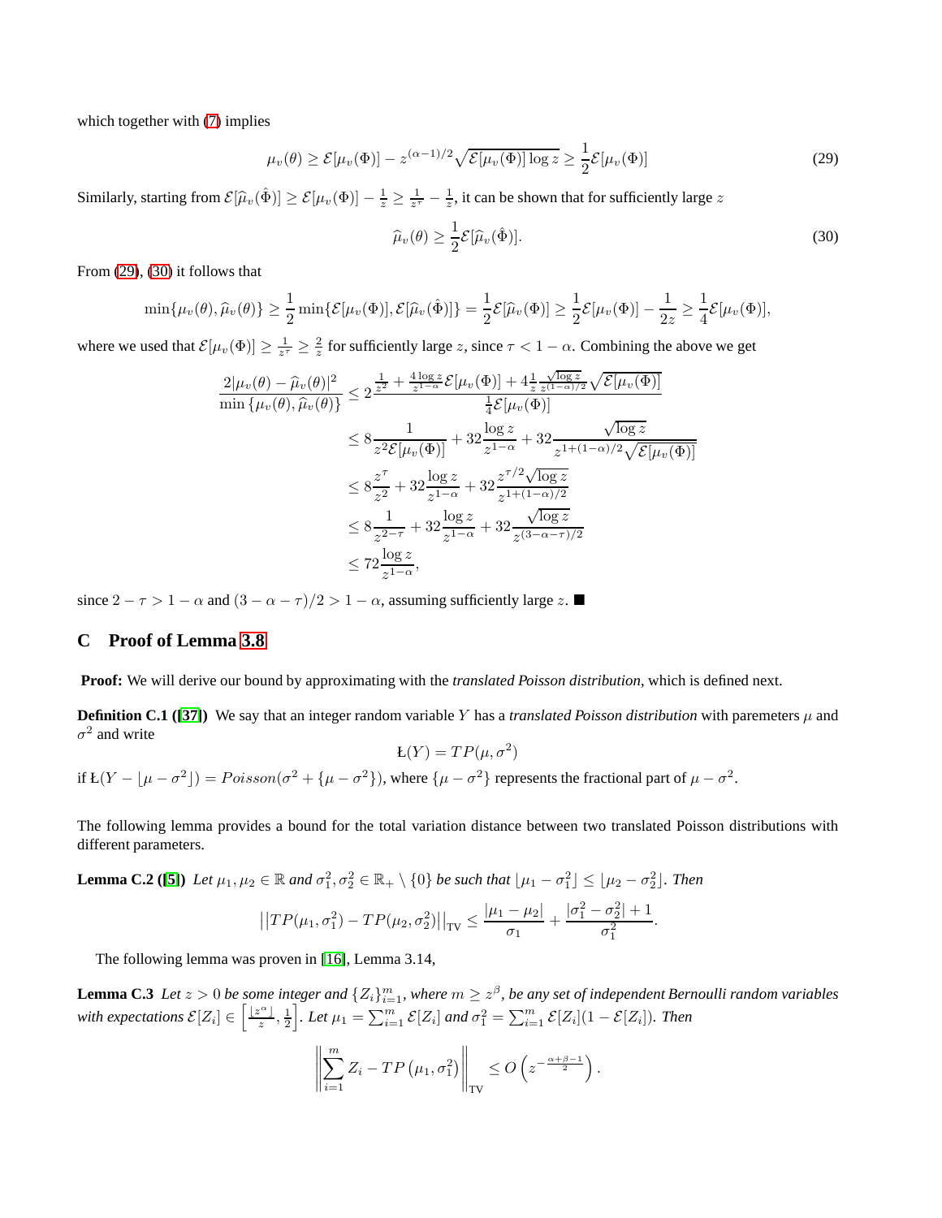which together with (7) implies

$$\mu_v(\theta) \geq \mathcal{E}[\mu_v(\Phi)] - z^{(\alpha-1)/2}\sqrt{\mathcal{E}[\mu_v(\Phi)]\log z} \geq \frac{1}{2}\mathcal{E}[\mu_v(\Phi)] \tag{29}$$

Similarly, starting from $\mathcal{E}[\widehat{\mu}_v(\hat{\Phi})] \geq \mathcal{E}[\mu_v(\Phi)] - \frac{1}{z} \geq \frac{1}{z^\tau} - \frac{1}{z}$, it can be shown that for sufficiently large $z$

$$\widehat{\mu}_v(\theta) \geq \frac{1}{2}\mathcal{E}[\widehat{\mu}_v(\hat{\Phi})]. \tag{30}$$

From (29), (30) it follows that

$$\min\{\mu_v(\theta), \widehat{\mu}_v(\theta)\} \geq \frac{1}{2}\min\{\mathcal{E}[\mu_v(\Phi)], \mathcal{E}[\widehat{\mu}_v(\hat{\Phi})]\} = \frac{1}{2}\mathcal{E}[\widehat{\mu}_v(\Phi)] \geq \frac{1}{2}\mathcal{E}[\mu_v(\Phi)] - \frac{1}{2z} \geq \frac{1}{4}\mathcal{E}[\mu_v(\Phi)],$$

where we used that $\mathcal{E}[\mu_v(\Phi)] \geq \frac{1}{z^\tau} \geq \frac{2}{z}$ for sufficiently large $z$, since $\tau < 1-\alpha$. Combining the above we get

$$\begin{aligned}
\frac{2|\mu_v(\theta) - \widehat{\mu}_v(\theta)|^2}{\min\{\mu_v(\theta), \widehat{\mu}_v(\theta)\}} &\leq 2\frac{\frac{1}{z^2} + \frac{4\log z}{z^{1-\alpha}}\mathcal{E}[\mu_v(\Phi)] + 4\frac{1}{z}\frac{\sqrt{\log z}}{z^{(1-\alpha)/2}}\sqrt{\mathcal{E}[\mu_v(\Phi)]}}{\frac{1}{4}\mathcal{E}[\mu_v(\Phi)]} \\
&\leq 8\frac{1}{z^2\mathcal{E}[\mu_v(\Phi)]} + 32\frac{\log z}{z^{1-\alpha}} + 32\frac{\sqrt{\log z}}{z^{1+(1-\alpha)/2}\sqrt{\mathcal{E}[\mu_v(\Phi)]}} \\
&\leq 8\frac{z^\tau}{z^2} + 32\frac{\log z}{z^{1-\alpha}} + 32\frac{z^{\tau/2}\sqrt{\log z}}{z^{1+(1-\alpha)/2}} \\
&\leq 8\frac{1}{z^{2-\tau}} + 32\frac{\log z}{z^{1-\alpha}} + 32\frac{\sqrt{\log z}}{z^{(3-\alpha-\tau)/2}} \\
&\leq 72\frac{\log z}{z^{1-\alpha}},
\end{aligned}$$

since $2-\tau > 1-\alpha$ and $(3-\alpha-\tau)/2 > 1-\alpha$, assuming sufficiently large $z$. ■

## C Proof of Lemma 3.8

**Proof:** We will derive our bound by approximating with the *translated Poisson distribution*, which is defined next.

**Definition C.1 ([37])** We say that an integer random variable $Y$ has a *translated Poisson distribution* with paremeters $\mu$ and $\sigma^2$ and write

$$Ł(Y) = TP(\mu, \sigma^2)$$

if $Ł(Y - \lfloor \mu - \sigma^2 \rfloor) = Poisson(\sigma^2 + \{\mu - \sigma^2\})$, where $\{\mu - \sigma^2\}$ represents the fractional part of $\mu - \sigma^2$.

The following lemma provides a bound for the total variation distance between two translated Poisson distributions with different parameters.

**Lemma C.2 ([5])** *Let $\mu_1, \mu_2 \in \mathbb{R}$ and $\sigma_1^2, \sigma_2^2 \in \mathbb{R}_+ \setminus \{0\}$ be such that $\lfloor \mu_1 - \sigma_1^2 \rfloor \leq \lfloor \mu_2 - \sigma_2^2 \rfloor$. Then*

$$\left|\left|TP(\mu_1, \sigma_1^2) - TP(\mu_2, \sigma_2^2)\right|\right|_{\mathrm{TV}} \leq \frac{|\mu_1 - \mu_2|}{\sigma_1} + \frac{|\sigma_1^2 - \sigma_2^2| + 1}{\sigma_1^2}.$$

The following lemma was proven in [16], Lemma 3.14,

**Lemma C.3** *Let $z > 0$ be some integer and $\{Z_i\}_{i=1}^m$, where $m \geq z^\beta$, be any set of independent Bernoulli random variables with expectations $\mathcal{E}[Z_i] \in \left[\frac{\lfloor z^\alpha \rfloor}{z}, \frac{1}{2}\right]$. Let $\mu_1 = \sum_{i=1}^m \mathcal{E}[Z_i]$ and $\sigma_1^2 = \sum_{i=1}^m \mathcal{E}[Z_i](1 - \mathcal{E}[Z_i])$. Then*

$$\left\|\sum_{i=1}^m Z_i - TP\left(\mu_1, \sigma_1^2\right)\right\|_{\mathrm{TV}} \leq O\left(z^{-\frac{\alpha+\beta-1}{2}}\right).$$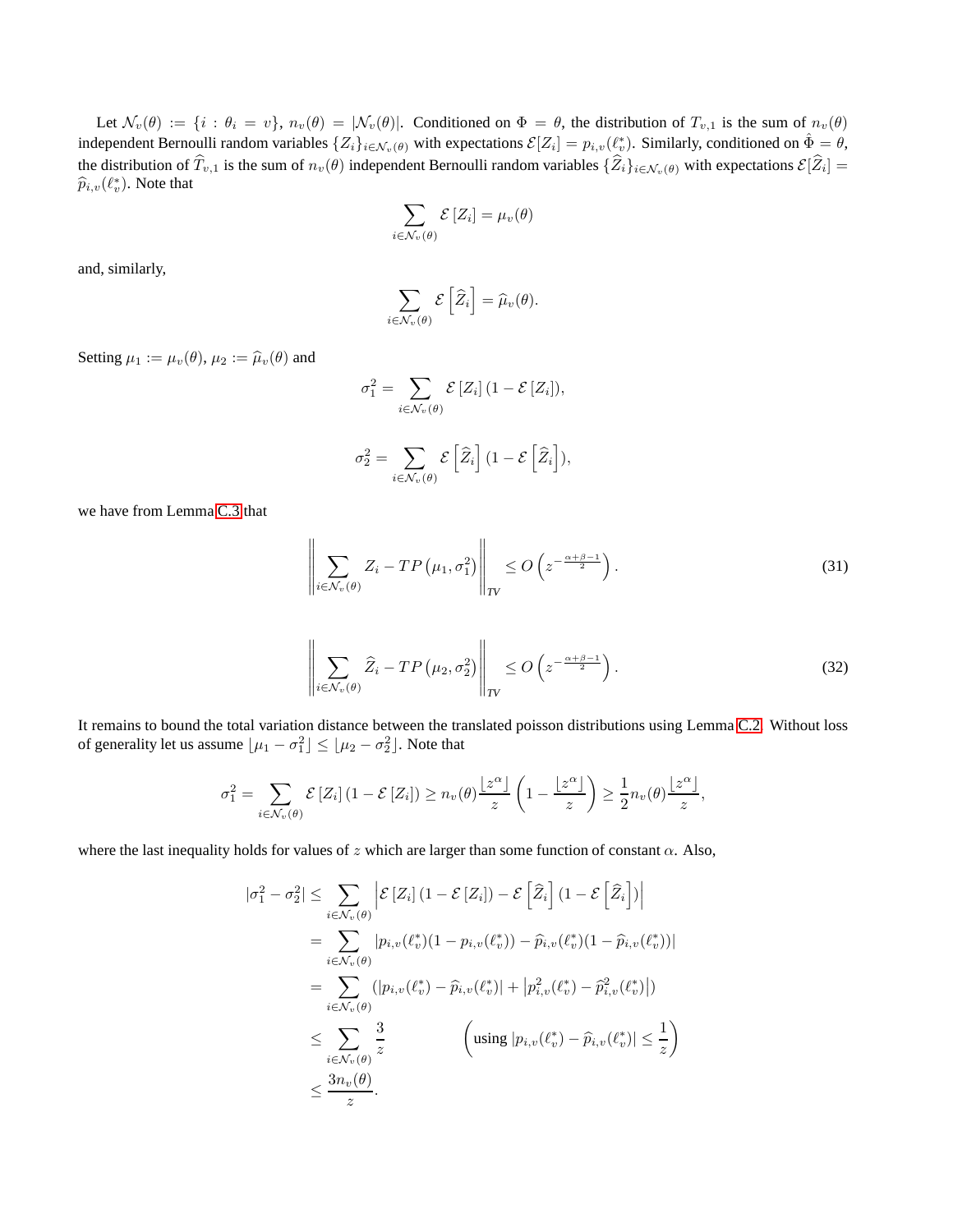Let $\mathcal{N}_v(\theta) := \{i : \theta_i = v\}$, $n_v(\theta) = |\mathcal{N}_v(\theta)|$. Conditioned on $\Phi = \theta$, the distribution of $T_{v,1}$ is the sum of $n_v(\theta)$ independent Bernoulli random variables $\{Z_i\}_{i \in \mathcal{N}_v(\theta)}$ with expectations $\mathcal{E}[Z_i] = p_{i,v}(\ell_v^*)$. Similarly, conditioned on $\hat{\Phi} = \theta$, the distribution of $\widehat{T}_{v,1}$ is the sum of $n_v(\theta)$ independent Bernoulli random variables $\{\widehat{Z}_i\}_{i \in \mathcal{N}_v(\theta)}$ with expectations $\mathcal{E}[\widehat{Z}_i] = \widehat{p}_{i,v}(\ell_v^*)$. Note that

$$\sum_{i \in \mathcal{N}_v(\theta)} \mathcal{E}\left[Z_i\right] = \mu_v(\theta)$$

and, similarly,

$$\sum_{i \in \mathcal{N}_v(\theta)} \mathcal{E}\left[\widehat{Z}_i\right] = \widehat{\mu}_v(\theta).$$

Setting $\mu_1 := \mu_v(\theta)$, $\mu_2 := \widehat{\mu}_v(\theta)$ and

$$\sigma_1^2 = \sum_{i \in \mathcal{N}_v(\theta)} \mathcal{E}\left[Z_i\right](1 - \mathcal{E}\left[Z_i\right]),$$

$$\sigma_2^2 = \sum_{i \in \mathcal{N}_v(\theta)} \mathcal{E}\left[\widehat{Z}_i\right](1 - \mathcal{E}\left[\widehat{Z}_i\right]),$$

we have from Lemma C.3 that

$$\left\| \sum_{i \in \mathcal{N}_v(\theta)} Z_i - TP\left(\mu_1, \sigma_1^2\right) \right\|_{TV} \leq O\left(z^{-\frac{\alpha+\beta-1}{2}}\right). \tag{31}$$

$$\left\| \sum_{i \in \mathcal{N}_v(\theta)} \widehat{Z}_i - TP\left(\mu_2, \sigma_2^2\right) \right\|_{TV} \leq O\left(z^{-\frac{\alpha+\beta-1}{2}}\right). \tag{32}$$

It remains to bound the total variation distance between the translated poisson distributions using Lemma C.2. Without loss of generality let us assume $\lfloor \mu_1 - \sigma_1^2 \rfloor \leq \lfloor \mu_2 - \sigma_2^2 \rfloor$. Note that

$$\sigma_1^2 = \sum_{i \in \mathcal{N}_v(\theta)} \mathcal{E}\left[Z_i\right](1 - \mathcal{E}\left[Z_i\right]) \geq n_v(\theta) \frac{\lfloor z^\alpha \rfloor}{z} \left(1 - \frac{\lfloor z^\alpha \rfloor}{z}\right) \geq \frac{1}{2} n_v(\theta) \frac{\lfloor z^\alpha \rfloor}{z},$$

where the last inequality holds for values of $z$ which are larger than some function of constant $\alpha$. Also,

$$\begin{aligned}
|\sigma_1^2 - \sigma_2^2| &\leq \sum_{i \in \mathcal{N}_v(\theta)} \left| \mathcal{E}\left[Z_i\right](1 - \mathcal{E}\left[Z_i\right]) - \mathcal{E}\left[\widehat{Z}_i\right](1 - \mathcal{E}\left[\widehat{Z}_i\right]) \right| \\
&= \sum_{i \in \mathcal{N}_v(\theta)} |p_{i,v}(\ell_v^*)(1 - p_{i,v}(\ell_v^*)) - \widehat{p}_{i,v}(\ell_v^*)(1 - \widehat{p}_{i,v}(\ell_v^*))| \\
&= \sum_{i \in \mathcal{N}_v(\theta)} \left(|p_{i,v}(\ell_v^*) - \widehat{p}_{i,v}(\ell_v^*)| + \left|p_{i,v}^2(\ell_v^*) - \widehat{p}_{i,v}^2(\ell_v^*)\right|\right) \\
&\leq \sum_{i \in \mathcal{N}_v(\theta)} \frac{3}{z} \qquad \left(\text{using } |p_{i,v}(\ell_v^*) - \widehat{p}_{i,v}(\ell_v^*)| \leq \frac{1}{z}\right) \\
&\leq \frac{3 n_v(\theta)}{z}.
\end{aligned}$$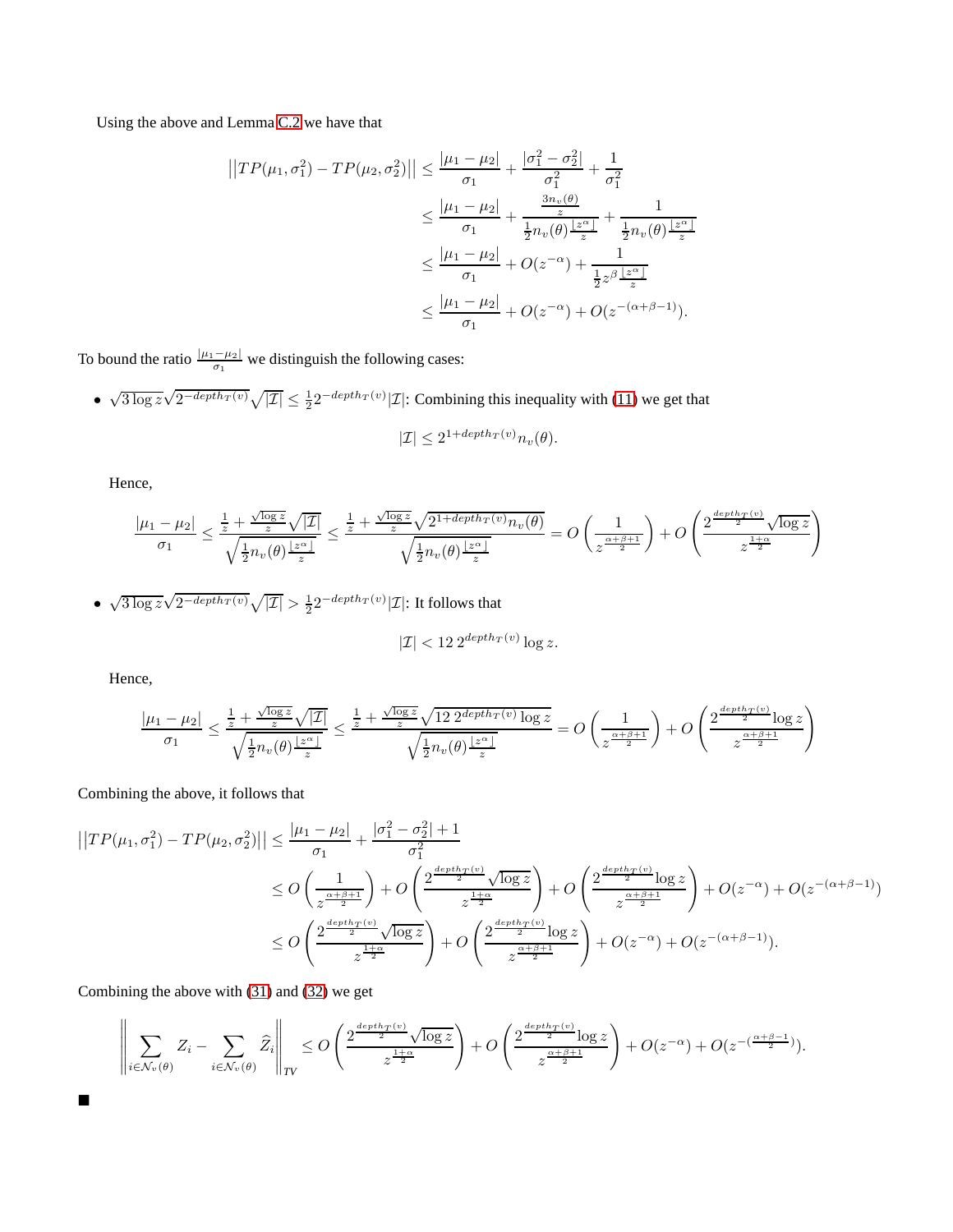Using the above and Lemma C.2 we have that

$$
\begin{aligned}
\left|\left|TP(\mu_1, \sigma_1^2) - TP(\mu_2, \sigma_2^2)\right|\right| &\leq \frac{|\mu_1 - \mu_2|}{\sigma_1} + \frac{|\sigma_1^2 - \sigma_2^2|}{\sigma_1^2} + \frac{1}{\sigma_1^2} \\
&\leq \frac{|\mu_1 - \mu_2|}{\sigma_1} + \frac{\frac{3n_v(\theta)}{z}}{\frac{1}{2}n_v(\theta)\frac{\lfloor z^\alpha \rfloor}{z}} + \frac{1}{\frac{1}{2}n_v(\theta)\frac{\lfloor z^\alpha \rfloor}{z}} \\
&\leq \frac{|\mu_1 - \mu_2|}{\sigma_1} + O(z^{-\alpha}) + \frac{1}{\frac{1}{2}z^\beta \frac{\lfloor z^\alpha \rfloor}{z}} \\
&\leq \frac{|\mu_1 - \mu_2|}{\sigma_1} + O(z^{-\alpha}) + O(z^{-(\alpha+\beta-1)}).
\end{aligned}
$$

To bound the ratio $\frac{|\mu_1 - \mu_2|}{\sigma_1}$ we distinguish the following cases:

- $\sqrt{3\log z}\sqrt{2^{-depth_T(v)}}\sqrt{|\mathcal{I}|} \leq \frac{1}{2}2^{-depth_T(v)}|\mathcal{I}|$: Combining this inequality with (11) we get that

$$
|\mathcal{I}| \leq 2^{1+depth_T(v)} n_v(\theta).
$$

  Hence,

$$
\frac{|\mu_1 - \mu_2|}{\sigma_1} \leq \frac{\frac{1}{z} + \frac{\sqrt{\log z}}{z}\sqrt{|\mathcal{I}|}}{\sqrt{\frac{1}{2}n_v(\theta)\frac{\lfloor z^\alpha \rfloor}{z}}} \leq \frac{\frac{1}{z} + \frac{\sqrt{\log z}}{z}\sqrt{2^{1+depth_T(v)}n_v(\theta)}}{\sqrt{\frac{1}{2}n_v(\theta)\frac{\lfloor z^\alpha \rfloor}{z}}} = O\left(\frac{1}{z^{\frac{\alpha+\beta+1}{2}}}\right) + O\left(\frac{2^{\frac{depth_T(v)}{2}}\sqrt{\log z}}{z^{\frac{1+\alpha}{2}}}\right)
$$

- $\sqrt{3\log z}\sqrt{2^{-depth_T(v)}}\sqrt{|\mathcal{I}|} > \frac{1}{2}2^{-depth_T(v)}|\mathcal{I}|$: It follows that

$$
|\mathcal{I}| < 12\, 2^{depth_T(v)} \log z.
$$

  Hence,

$$
\frac{|\mu_1 - \mu_2|}{\sigma_1} \leq \frac{\frac{1}{z} + \frac{\sqrt{\log z}}{z}\sqrt{|\mathcal{I}|}}{\sqrt{\frac{1}{2}n_v(\theta)\frac{\lfloor z^\alpha \rfloor}{z}}} \leq \frac{\frac{1}{z} + \frac{\sqrt{\log z}}{z}\sqrt{12\, 2^{depth_T(v)}\log z}}{\sqrt{\frac{1}{2}n_v(\theta)\frac{\lfloor z^\alpha \rfloor}{z}}} = O\left(\frac{1}{z^{\frac{\alpha+\beta+1}{2}}}\right) + O\left(\frac{2^{\frac{depth_T(v)}{2}}\log z}{z^{\frac{\alpha+\beta+1}{2}}}\right)
$$

Combining the above, it follows that

$$
\begin{aligned}
\left|\left|TP(\mu_1, \sigma_1^2) - TP(\mu_2, \sigma_2^2)\right|\right| &\leq \frac{|\mu_1 - \mu_2|}{\sigma_1} + \frac{|\sigma_1^2 - \sigma_2^2| + 1}{\sigma_1^2} \\
&\leq O\left(\frac{1}{z^{\frac{\alpha+\beta+1}{2}}}\right) + O\left(\frac{2^{\frac{depth_T(v)}{2}}\sqrt{\log z}}{z^{\frac{1+\alpha}{2}}}\right) + O\left(\frac{2^{\frac{depth_T(v)}{2}}\log z}{z^{\frac{\alpha+\beta+1}{2}}}\right) + O(z^{-\alpha}) + O(z^{-(\alpha+\beta-1)}) \\
&\leq O\left(\frac{2^{\frac{depth_T(v)}{2}}\sqrt{\log z}}{z^{\frac{1+\alpha}{2}}}\right) + O\left(\frac{2^{\frac{depth_T(v)}{2}}\log z}{z^{\frac{\alpha+\beta+1}{2}}}\right) + O(z^{-\alpha}) + O(z^{-(\alpha+\beta-1)}).
\end{aligned}
$$

Combining the above with (31) and (32) we get

$$
\left\|\sum_{i\in\mathcal{N}_v(\theta)} Z_i - \sum_{i\in\mathcal{N}_v(\theta)} \widehat{Z}_i\right\|_{TV} \leq O\left(\frac{2^{\frac{depth_T(v)}{2}}\sqrt{\log z}}{z^{\frac{1+\alpha}{2}}}\right) + O\left(\frac{2^{\frac{depth_T(v)}{2}}\log z}{z^{\frac{\alpha+\beta+1}{2}}}\right) + O(z^{-\alpha}) + O(z^{-(\frac{\alpha+\beta-1}{2})}).
$$

■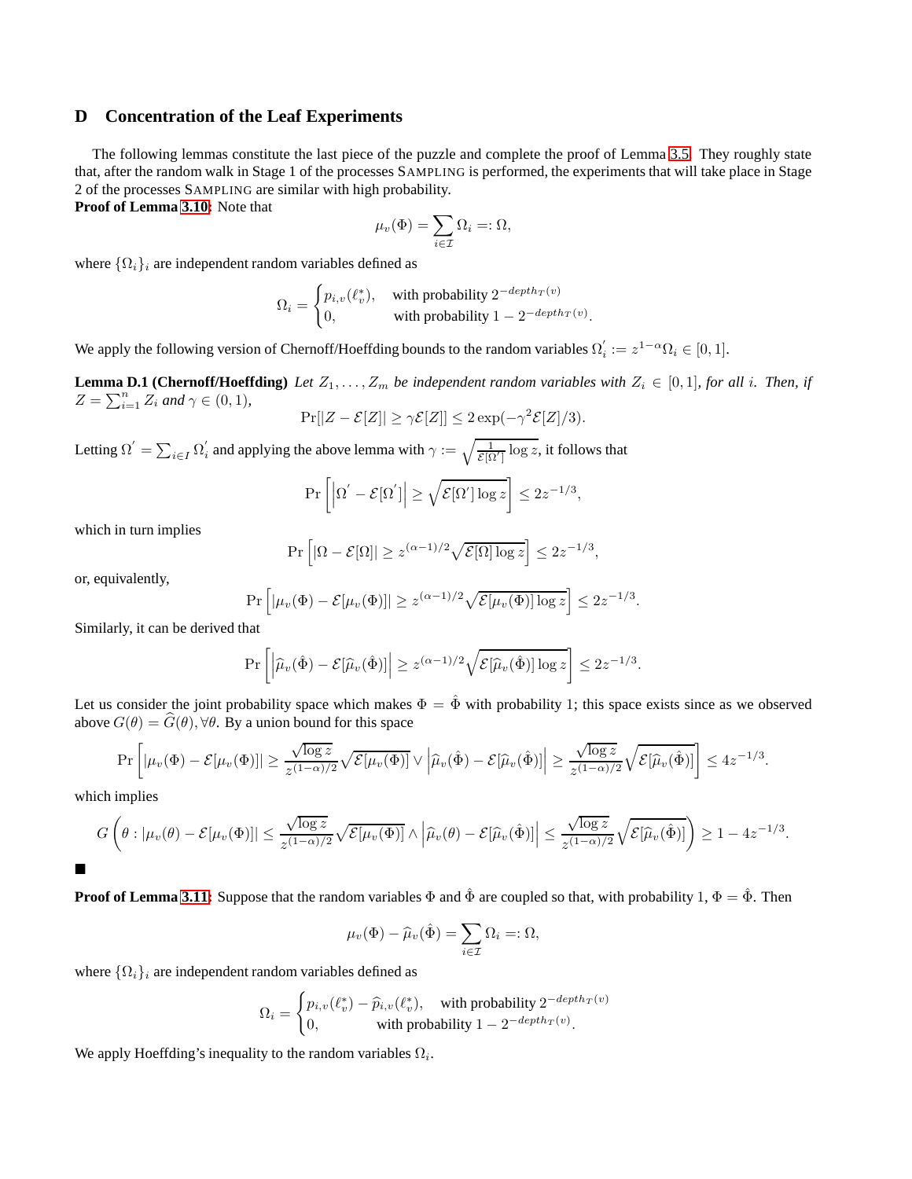# D Concentration of the Leaf Experiments

The following lemmas constitute the last piece of the puzzle and complete the proof of Lemma 3.5. They roughly state that, after the random walk in Stage 1 of the processes SAMPLING is performed, the experiments that will take place in Stage 2 of the processes SAMPLING are similar with high probability.

**Proof of Lemma 3.10:** Note that

$$\mu_v(\Phi) = \sum_{i \in \mathcal{I}} \Omega_i =: \Omega,$$

where $\{\Omega_i\}_i$ are independent random variables defined as

$$\Omega_i = \begin{cases} p_{i,v}(\ell_v^*), & \text{with probability } 2^{-depth_T(v)} \\ 0, & \text{with probability } 1 - 2^{-depth_T(v)}. \end{cases}$$

We apply the following version of Chernoff/Hoeffding bounds to the random variables $\Omega_i' := z^{1-\alpha}\Omega_i \in [0,1]$.

**Lemma D.1 (Chernoff/Hoeffding)** *Let $Z_1, \ldots, Z_m$ be independent random variables with $Z_i \in [0,1]$, for all $i$. Then, if $Z = \sum_{i=1}^{n} Z_i$ and $\gamma \in (0,1)$,*

$$\Pr[|Z - \mathcal{E}[Z]| \geq \gamma \mathcal{E}[Z]] \leq 2\exp(-\gamma^2 \mathcal{E}[Z]/3).$$

Letting $\Omega' = \sum_{i \in I} \Omega_i'$ and applying the above lemma with $\gamma := \sqrt{\frac{1}{\mathcal{E}[\Omega']} \log z}$, it follows that

$$\Pr\left[\left|\Omega' - \mathcal{E}[\Omega']\right| \geq \sqrt{\mathcal{E}[\Omega'] \log z}\right] \leq 2z^{-1/3},$$

which in turn implies

$$\Pr\left[|\Omega - \mathcal{E}[\Omega]| \geq z^{(\alpha-1)/2}\sqrt{\mathcal{E}[\Omega]\log z}\right] \leq 2z^{-1/3},$$

or, equivalently,

$$\Pr\left[|\mu_v(\Phi) - \mathcal{E}[\mu_v(\Phi)]| \geq z^{(\alpha-1)/2}\sqrt{\mathcal{E}[\mu_v(\Phi)]\log z}\right] \leq 2z^{-1/3}.$$

Similarly, it can be derived that

$$\Pr\left[\left|\widehat{\mu}_v(\hat{\Phi}) - \mathcal{E}[\widehat{\mu}_v(\hat{\Phi})]\right| \geq z^{(\alpha-1)/2}\sqrt{\mathcal{E}[\widehat{\mu}_v(\hat{\Phi})]\log z}\right] \leq 2z^{-1/3}.$$

Let us consider the joint probability space which makes $\Phi = \hat{\Phi}$ with probability 1; this space exists since as we observed above $G(\theta) = \widehat{G}(\theta), \forall \theta$. By a union bound for this space

$$\Pr\left[|\mu_v(\Phi) - \mathcal{E}[\mu_v(\Phi)]| \geq \frac{\sqrt{\log z}}{z^{(1-\alpha)/2}}\sqrt{\mathcal{E}[\mu_v(\Phi)]} \vee \left|\widehat{\mu}_v(\hat{\Phi}) - \mathcal{E}[\widehat{\mu}_v(\hat{\Phi})]\right| \geq \frac{\sqrt{\log z}}{z^{(1-\alpha)/2}}\sqrt{\mathcal{E}[\widehat{\mu}_v(\hat{\Phi})]}\right] \leq 4z^{-1/3}.$$

which implies

$$G\left(\theta : |\mu_v(\theta) - \mathcal{E}[\mu_v(\Phi)]| \leq \frac{\sqrt{\log z}}{z^{(1-\alpha)/2}}\sqrt{\mathcal{E}[\mu_v(\Phi)]} \wedge \left|\widehat{\mu}_v(\theta) - \mathcal{E}[\widehat{\mu}_v(\hat{\Phi})]\right| \leq \frac{\sqrt{\log z}}{z^{(1-\alpha)/2}}\sqrt{\mathcal{E}[\widehat{\mu}_v(\hat{\Phi})]}\right) \geq 1 - 4z^{-1/3}.$$

■

**Proof of Lemma 3.11:** Suppose that the random variables $\Phi$ and $\hat{\Phi}$ are coupled so that, with probability 1, $\Phi = \hat{\Phi}$. Then

$$\mu_v(\Phi) - \widehat{\mu}_v(\hat{\Phi}) = \sum_{i \in \mathcal{I}} \Omega_i =: \Omega,$$

where $\{\Omega_i\}_i$ are independent random variables defined as

$$\Omega_i = \begin{cases} p_{i,v}(\ell_v^*) - \widehat{p}_{i,v}(\ell_v^*), & \text{with probability } 2^{-depth_T(v)} \\ 0, & \text{with probability } 1 - 2^{-depth_T(v)}. \end{cases}$$

We apply Hoeffding's inequality to the random variables $\Omega_i$.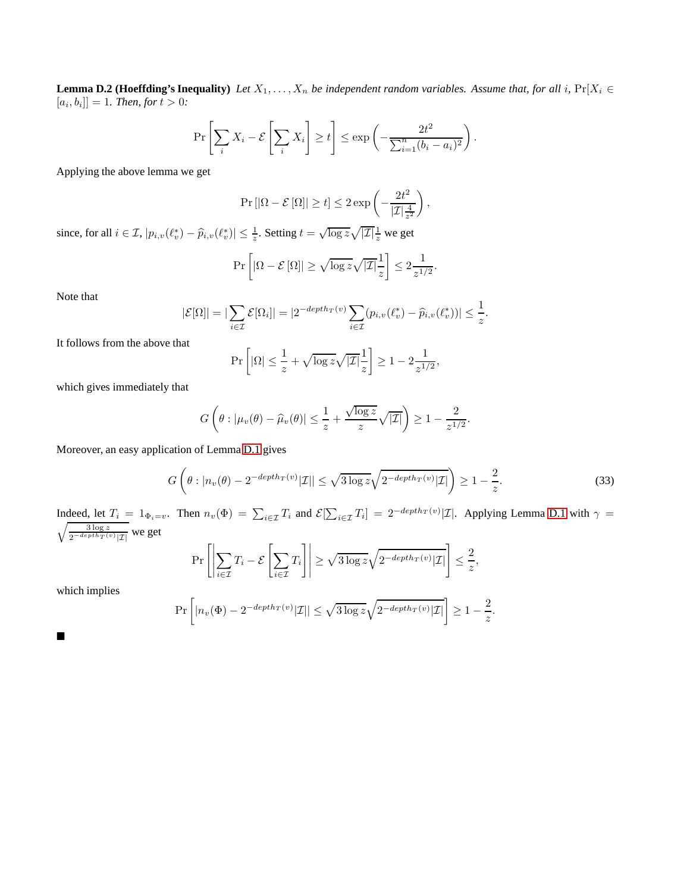**Lemma D.2 (Hoeffding's Inequality)** *Let $X_1, \ldots, X_n$ be independent random variables. Assume that, for all $i$, $\Pr[X_i \in [a_i, b_i]] = 1$. Then, for $t > 0$:*

$$\Pr\left[\sum_i X_i - \mathcal{E}\left[\sum_i X_i\right] \geq t\right] \leq \exp\left(-\frac{2t^2}{\sum_{i=1}^n (b_i - a_i)^2}\right).$$

Applying the above lemma we get

$$\Pr\left[|\Omega - \mathcal{E}\left[\Omega\right]| \geq t\right] \leq 2\exp\left(-\frac{2t^2}{|\mathcal{I}|\frac{4}{z^2}}\right),$$

since, for all $i \in \mathcal{I}$, $|p_{i,v}(\ell_v^*) - \widehat{p}_{i,v}(\ell_v^*)| \leq \frac{1}{z}$. Setting $t = \sqrt{\log z}\sqrt{|\mathcal{I}|}\frac{1}{z}$ we get

$$\Pr\left[|\Omega - \mathcal{E}\left[\Omega\right]| \geq \sqrt{\log z}\sqrt{|\mathcal{I}|}\frac{1}{z}\right] \leq 2\frac{1}{z^{1/2}}.$$

Note that

$$|\mathcal{E}[\Omega]| = |\sum_{i \in \mathcal{I}} \mathcal{E}[\Omega_i]| = |2^{-depth_T(v)} \sum_{i \in \mathcal{I}} (p_{i,v}(\ell_v^*) - \widehat{p}_{i,v}(\ell_v^*))| \leq \frac{1}{z}.$$

It follows from the above that

$$\Pr\left[|\Omega| \leq \frac{1}{z} + \sqrt{\log z}\sqrt{|\mathcal{I}|}\frac{1}{z}\right] \geq 1 - 2\frac{1}{z^{1/2}},$$

which gives immediately that

$$G\left(\theta : |\mu_v(\theta) - \widehat{\mu}_v(\theta)| \leq \frac{1}{z} + \frac{\sqrt{\log z}}{z}\sqrt{|\mathcal{I}|}\right) \geq 1 - \frac{2}{z^{1/2}}.$$

Moreover, an easy application of Lemma D.1 gives

$$G\left(\theta : |n_v(\theta) - 2^{-depth_T(v)}|\mathcal{I}|| \leq \sqrt{3\log z}\sqrt{2^{-depth_T(v)}|\mathcal{I}|}\right) \geq 1 - \frac{2}{z}. \tag{33}$$

Indeed, let $T_i = 1_{\Phi_i = v}$. Then $n_v(\Phi) = \sum_{i \in \mathcal{I}} T_i$ and $\mathcal{E}[\sum_{i \in \mathcal{I}} T_i] = 2^{-depth_T(v)}|\mathcal{I}|$. Applying Lemma D.1 with $\gamma = \sqrt{\frac{3\log z}{2^{-depth_T(v)}|\mathcal{I}|}}$ we get

$$\Pr\left[\left|\sum_{i \in \mathcal{I}} T_i - \mathcal{E}\left[\sum_{i \in \mathcal{I}} T_i\right]\right| \geq \sqrt{3\log z}\sqrt{2^{-depth_T(v)}|\mathcal{I}|}\right] \leq \frac{2}{z},$$

which implies

$$\Pr\left[|n_v(\Phi) - 2^{-depth_T(v)}|\mathcal{I}|| \leq \sqrt{3\log z}\sqrt{2^{-depth_T(v)}|\mathcal{I}|}\right] \geq 1 - \frac{2}{z}.$$

■